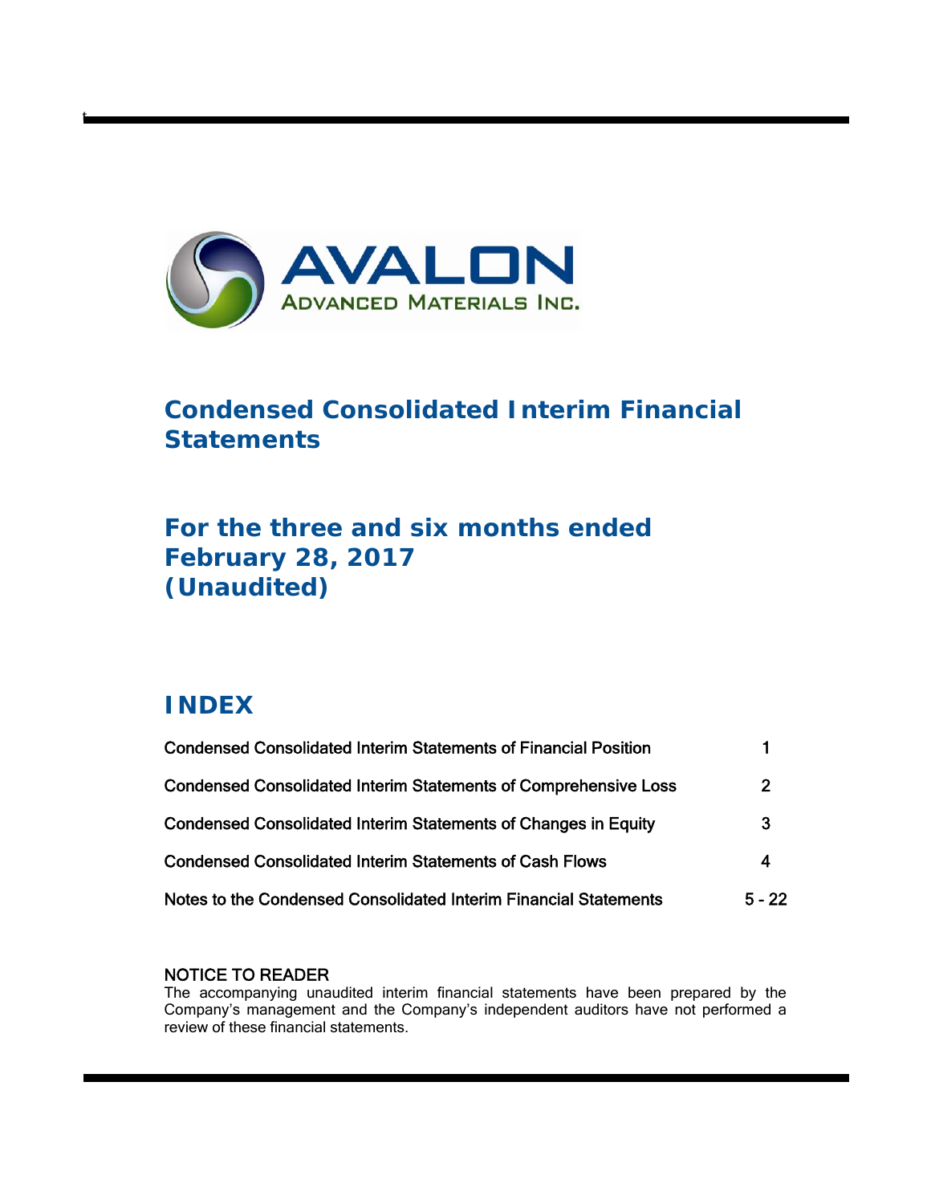AVALON
ADVANCED MATERIALS INC.

# Condensed Consolidated Interim Financial Statements

## For the three and six months ended February 28, 2017 (Unaudited)

## INDEX

| | |
|---|---|
| Condensed Consolidated Interim Statements of Financial Position | 1 |
| Condensed Consolidated Interim Statements of Comprehensive Loss | 2 |
| Condensed Consolidated Interim Statements of Changes in Equity | 3 |
| Condensed Consolidated Interim Statements of Cash Flows | 4 |
| Notes to the Condensed Consolidated Interim Financial Statements | 5 - 22 |

NOTICE TO READER
The accompanying unaudited interim financial statements have been prepared by the Company's management and the Company's independent auditors have not performed a review of these financial statements.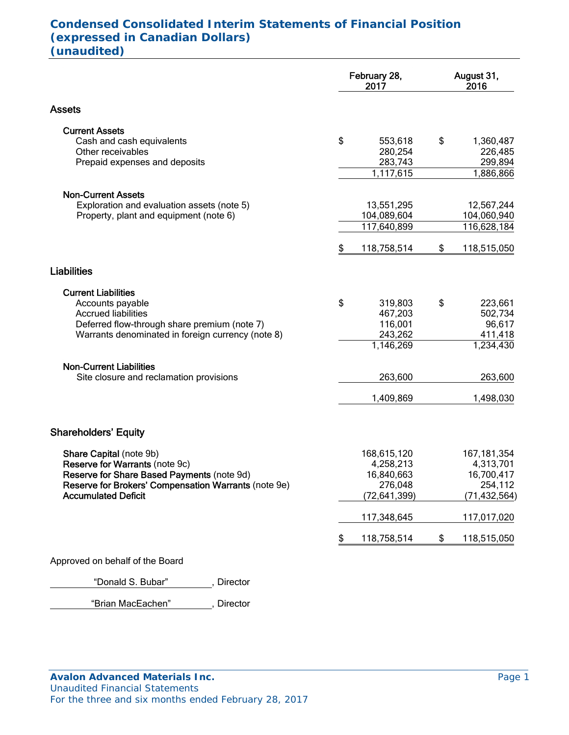# Condensed Consolidated Interim Statements of Financial Position (expressed in Canadian Dollars) (unaudited)

| | February 28, 2017 | August 31, 2016 |
|---|---|---|
| **Assets** | | |
| **Current Assets** | | |
| Cash and cash equivalents | $ 553,618 | $ 1,360,487 |
| Other receivables | 280,254 | 226,485 |
| Prepaid expenses and deposits | 283,743 | 299,894 |
| | 1,117,615 | 1,886,866 |
| **Non-Current Assets** | | |
| Exploration and evaluation assets (note 5) | 13,551,295 | 12,567,244 |
| Property, plant and equipment (note 6) | 104,089,604 | 104,060,940 |
| | 117,640,899 | 116,628,184 |
| | $ 118,758,514 | $ 118,515,050 |
| **Liabilities** | | |
| **Current Liabilities** | | |
| Accounts payable | $ 319,803 | $ 223,661 |
| Accrued liabilities | 467,203 | 502,734 |
| Deferred flow-through share premium (note 7) | 116,001 | 96,617 |
| Warrants denominated in foreign currency (note 8) | 243,262 | 411,418 |
| | 1,146,269 | 1,234,430 |
| **Non-Current Liabilities** | | |
| Site closure and reclamation provisions | 263,600 | 263,600 |
| | 1,409,869 | 1,498,030 |
| **Shareholders' Equity** | | |
| **Share Capital** (note 9b) | 168,615,120 | 167,181,354 |
| **Reserve for Warrants** (note 9c) | 4,258,213 | 4,313,701 |
| **Reserve for Share Based Payments** (note 9d) | 16,840,663 | 16,700,417 |
| **Reserve for Brokers' Compensation Warrants** (note 9e) | 276,048 | 254,112 |
| **Accumulated Deficit** | (72,641,399) | (71,432,564) |
| | 117,348,645 | 117,017,020 |
| | $ 118,758,514 | $ 118,515,050 |

Approved on behalf of the Board

"Donald S. Bubar", Director

"Brian MacEachen", Director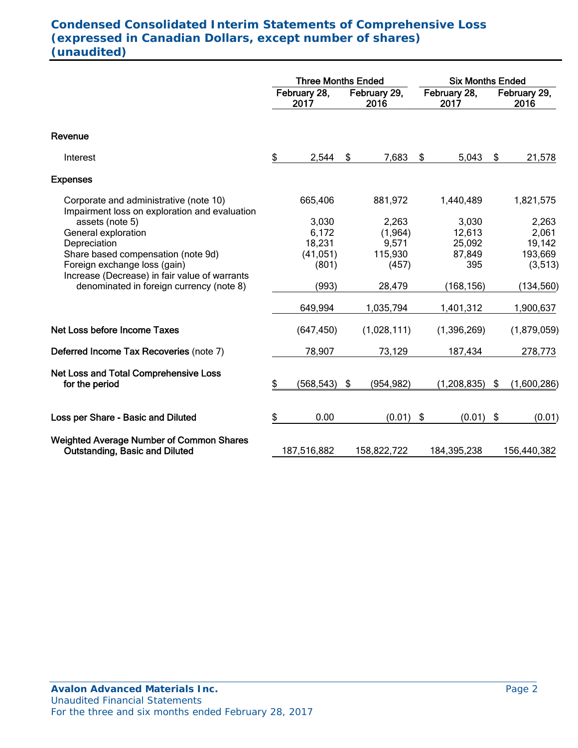# Condensed Consolidated Interim Statements of Comprehensive Loss (expressed in Canadian Dollars, except number of shares) (unaudited)

| | Three Months Ended | | Six Months Ended | |
|---|---|---|---|---|
| | February 28, 2017 | February 29, 2016 | February 28, 2017 | February 29, 2016 |
| **Revenue** | | | | |
| Interest | $ 2,544 | $ 7,683 | $ 5,043 | $ 21,578 |
| **Expenses** | | | | |
| Corporate and administrative (note 10) | 665,406 | 881,972 | 1,440,489 | 1,821,575 |
| Impairment loss on exploration and evaluation assets (note 5) | 3,030 | 2,263 | 3,030 | 2,263 |
| General exploration | 6,172 | (1,964) | 12,613 | 2,061 |
| Depreciation | 18,231 | 9,571 | 25,092 | 19,142 |
| Share based compensation (note 9d) | (41,051) | 115,930 | 87,849 | 193,669 |
| Foreign exchange loss (gain) | (801) | (457) | 395 | (3,513) |
| Increase (Decrease) in fair value of warrants denominated in foreign currency (note 8) | (993) | 28,479 | (168,156) | (134,560) |
| | 649,994 | 1,035,794 | 1,401,312 | 1,900,637 |
| **Net Loss before Income Taxes** | (647,450) | (1,028,111) | (1,396,269) | (1,879,059) |
| **Deferred Income Tax Recoveries** (note 7) | 78,907 | 73,129 | 187,434 | 278,773 |
| **Net Loss and Total Comprehensive Loss for the period** | $ (568,543) | $ (954,982) | (1,208,835) | $ (1,600,286) |
| **Loss per Share - Basic and Diluted** | $ 0.00 | (0.01) | $ (0.01) | $ (0.01) |
| **Weighted Average Number of Common Shares Outstanding, Basic and Diluted** | 187,516,882 | 158,822,722 | 184,395,238 | 156,440,382 |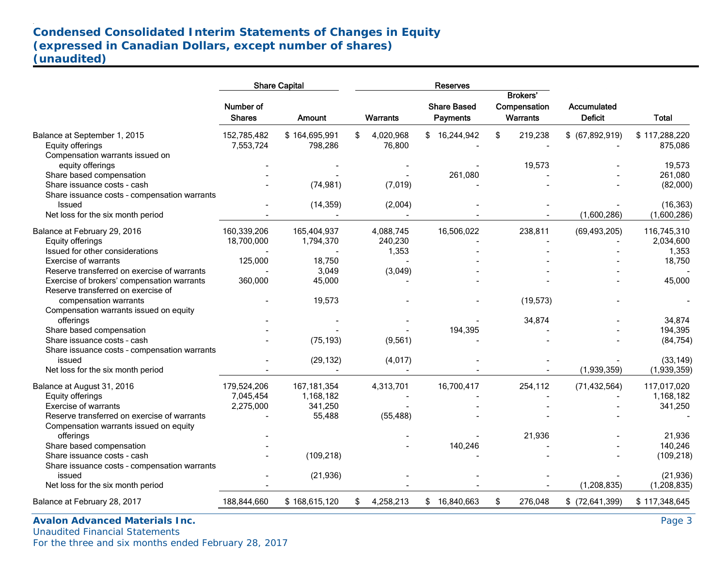## Condensed Consolidated Interim Statements of Changes in Equity
## (expressed in Canadian Dollars, except number of shares)
## (unaudited)

| | Share Capital | | Reserves | | | | |
|---|---|---|---|---|---|---|---|
| | Number of Shares | Amount | Warrants | Share Based Payments | Brokers' Compensation Warrants | Accumulated Deficit | Total |
| Balance at September 1, 2015 | 152,785,482 | $ 164,695,991 | $ 4,020,968 | $ 16,244,942 | $ 219,238 | $ (67,892,919) | $ 117,288,220 |
| Equity offerings | 7,553,724 | 798,286 | 76,800 | - | - | - | 875,086 |
| Compensation warrants issued on equity offerings | - | - | - | - | 19,573 | - | 19,573 |
| Share based compensation | - | - | - | 261,080 | - | - | 261,080 |
| Share issuance costs - cash | - | (74,981) | (7,019) | - | - | - | (82,000) |
| Share issuance costs - compensation warrants Issued | - | (14,359) | (2,004) | - | - | - | (16,363) |
| Net loss for the six month period | - | - | - | - | - | (1,600,286) | (1,600,286) |
| Balance at February 29, 2016 | 160,339,206 | 165,404,937 | 4,088,745 | 16,506,022 | 238,811 | (69,493,205) | 116,745,310 |
| Equity offerings | 18,700,000 | 1,794,370 | 240,230 | - | - | - | 2,034,600 |
| Issued for other considerations | - | - | 1,353 | - | - | - | 1,353 |
| Exercise of warrants | 125,000 | 18,750 | - | - | - | - | 18,750 |
| Reserve transferred on exercise of warrants | - | 3,049 | (3,049) | - | - | - | - |
| Exercise of brokers' compensation warrants | 360,000 | 45,000 | - | - | - | - | 45,000 |
| Reserve transferred on exercise of compensation warrants | - | 19,573 | - | - | (19,573) | - | - |
| Compensation warrants issued on equity offerings | - | - | - | - | 34,874 | - | 34,874 |
| Share based compensation | - | - | - | 194,395 | - | - | 194,395 |
| Share issuance costs - cash | - | (75,193) | (9,561) | - | - | - | (84,754) |
| Share issuance costs - compensation warrants issued | - | (29,132) | (4,017) | - | - | - | (33,149) |
| Net loss for the six month period | - | - | - | - | - | (1,939,359) | (1,939,359) |
| Balance at August 31, 2016 | 179,524,206 | 167,181,354 | 4,313,701 | 16,700,417 | 254,112 | (71,432,564) | 117,017,020 |
| Equity offerings | 7,045,454 | 1,168,182 | - | - | - | - | 1,168,182 |
| Exercise of warrants | 2,275,000 | 341,250 | - | - | - | - | 341,250 |
| Reserve transferred on exercise of warrants | - | 55,488 | (55,488) | - | - | - | - |
| Compensation warrants issued on equity offerings | - | | - | - | 21,936 | - | 21,936 |
| Share based compensation | - | | - | 140,246 | - | - | 140,246 |
| Share issuance costs - cash | - | (109,218) | | - | - | - | (109,218) |
| Share issuance costs - compensation warrants issued | - | (21,936) | - | - | - | - | (21,936) |
| Net loss for the six month period | - | | - | - | - | (1,208,835) | (1,208,835) |
| Balance at February 28, 2017 | 188,844,660 | $ 168,615,120 | $ 4,258,213 | $ 16,840,663 | $ 276,048 | $ (72,641,399) | $ 117,348,645 |

**Avalon Advanced Materials Inc.**
Unaudited Financial Statements
For the three and six months ended February 28, 2017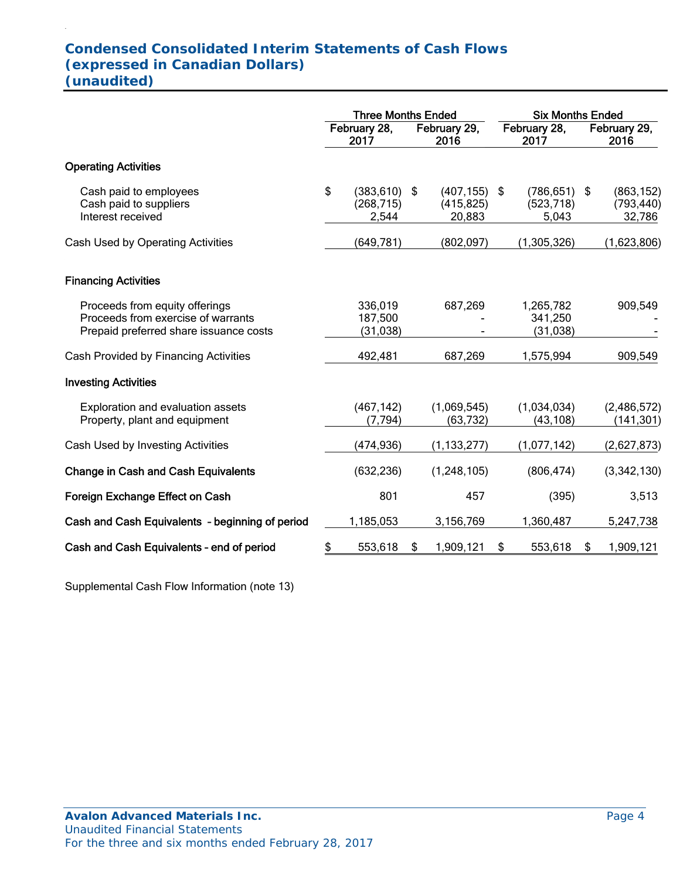# Condensed Consolidated Interim Statements of Cash Flows
## (expressed in Canadian Dollars)
## (unaudited)

| | Three Months Ended | | Six Months Ended | |
|---|---|---|---|---|
| | February 28, 2017 | February 29, 2016 | February 28, 2017 | February 29, 2016 |
| **Operating Activities** | | | | |
| Cash paid to employees | $ (383,610) | $ (407,155) | $ (786,651) | $ (863,152) |
| Cash paid to suppliers | (268,715) | (415,825) | (523,718) | (793,440) |
| Interest received | 2,544 | 20,883 | 5,043 | 32,786 |
| Cash Used by Operating Activities | (649,781) | (802,097) | (1,305,326) | (1,623,806) |
| **Financing Activities** | | | | |
| Proceeds from equity offerings | 336,019 | 687,269 | 1,265,782 | 909,549 |
| Proceeds from exercise of warrants | 187,500 | - | 341,250 | - |
| Prepaid preferred share issuance costs | (31,038) | - | (31,038) | - |
| Cash Provided by Financing Activities | 492,481 | 687,269 | 1,575,994 | 909,549 |
| **Investing Activities** | | | | |
| Exploration and evaluation assets | (467,142) | (1,069,545) | (1,034,034) | (2,486,572) |
| Property, plant and equipment | (7,794) | (63,732) | (43,108) | (141,301) |
| Cash Used by Investing Activities | (474,936) | (1,133,277) | (1,077,142) | (2,627,873) |
| **Change in Cash and Cash Equivalents** | (632,236) | (1,248,105) | (806,474) | (3,342,130) |
| **Foreign Exchange Effect on Cash** | 801 | 457 | (395) | 3,513 |
| **Cash and Cash Equivalents - beginning of period** | 1,185,053 | 3,156,769 | 1,360,487 | 5,247,738 |
| **Cash and Cash Equivalents - end of period** | $ 553,618 | $ 1,909,121 | $ 553,618 | $ 1,909,121 |

Supplemental Cash Flow Information (note 13)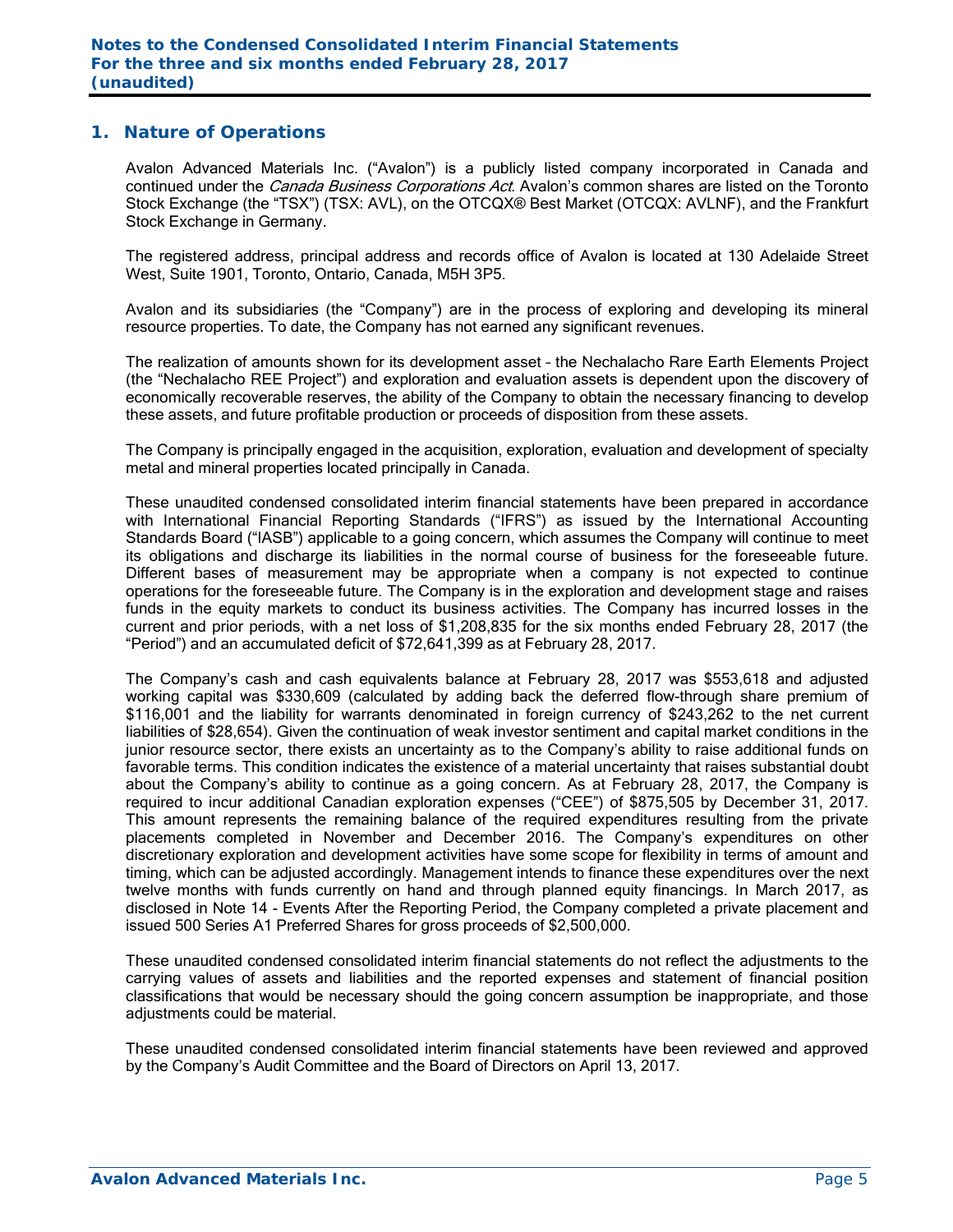## 1. Nature of Operations

Avalon Advanced Materials Inc. ("Avalon") is a publicly listed company incorporated in Canada and continued under the *Canada Business Corporations Act*. Avalon's common shares are listed on the Toronto Stock Exchange (the "TSX") (TSX: AVL), on the OTCQX® Best Market (OTCQX: AVLNF), and the Frankfurt Stock Exchange in Germany.

The registered address, principal address and records office of Avalon is located at 130 Adelaide Street West, Suite 1901, Toronto, Ontario, Canada, M5H 3P5.

Avalon and its subsidiaries (the "Company") are in the process of exploring and developing its mineral resource properties. To date, the Company has not earned any significant revenues.

The realization of amounts shown for its development asset – the Nechalacho Rare Earth Elements Project (the "Nechalacho REE Project") and exploration and evaluation assets is dependent upon the discovery of economically recoverable reserves, the ability of the Company to obtain the necessary financing to develop these assets, and future profitable production or proceeds of disposition from these assets.

The Company is principally engaged in the acquisition, exploration, evaluation and development of specialty metal and mineral properties located principally in Canada.

These unaudited condensed consolidated interim financial statements have been prepared in accordance with International Financial Reporting Standards ("IFRS") as issued by the International Accounting Standards Board ("IASB") applicable to a going concern, which assumes the Company will continue to meet its obligations and discharge its liabilities in the normal course of business for the foreseeable future. Different bases of measurement may be appropriate when a company is not expected to continue operations for the foreseeable future. The Company is in the exploration and development stage and raises funds in the equity markets to conduct its business activities. The Company has incurred losses in the current and prior periods, with a net loss of $1,208,835 for the six months ended February 28, 2017 (the "Period") and an accumulated deficit of $72,641,399 as at February 28, 2017.

The Company's cash and cash equivalents balance at February 28, 2017 was $553,618 and adjusted working capital was $330,609 (calculated by adding back the deferred flow-through share premium of $116,001 and the liability for warrants denominated in foreign currency of $243,262 to the net current liabilities of $28,654). Given the continuation of weak investor sentiment and capital market conditions in the junior resource sector, there exists an uncertainty as to the Company's ability to raise additional funds on favorable terms. This condition indicates the existence of a material uncertainty that raises substantial doubt about the Company's ability to continue as a going concern. As at February 28, 2017, the Company is required to incur additional Canadian exploration expenses ("CEE") of $875,505 by December 31, 2017. This amount represents the remaining balance of the required expenditures resulting from the private placements completed in November and December 2016. The Company's expenditures on other discretionary exploration and development activities have some scope for flexibility in terms of amount and timing, which can be adjusted accordingly. Management intends to finance these expenditures over the next twelve months with funds currently on hand and through planned equity financings. In March 2017, as disclosed in Note 14 - Events After the Reporting Period, the Company completed a private placement and issued 500 Series A1 Preferred Shares for gross proceeds of $2,500,000.

These unaudited condensed consolidated interim financial statements do not reflect the adjustments to the carrying values of assets and liabilities and the reported expenses and statement of financial position classifications that would be necessary should the going concern assumption be inappropriate, and those adjustments could be material.

These unaudited condensed consolidated interim financial statements have been reviewed and approved by the Company's Audit Committee and the Board of Directors on April 13, 2017.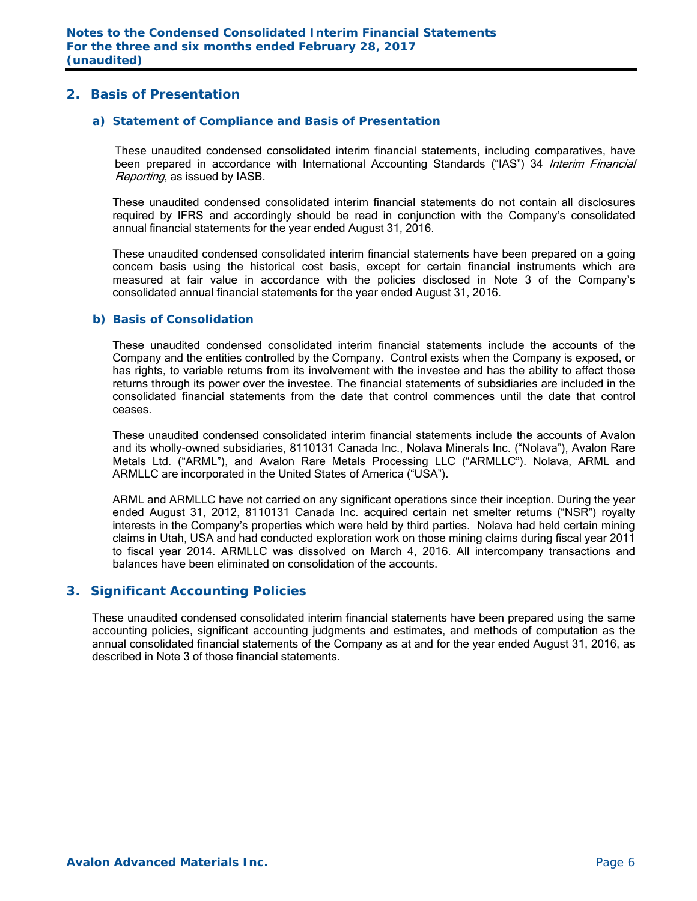## 2. Basis of Presentation

### a) Statement of Compliance and Basis of Presentation

These unaudited condensed consolidated interim financial statements, including comparatives, have been prepared in accordance with International Accounting Standards ("IAS") 34 *Interim Financial Reporting*, as issued by IASB.

These unaudited condensed consolidated interim financial statements do not contain all disclosures required by IFRS and accordingly should be read in conjunction with the Company's consolidated annual financial statements for the year ended August 31, 2016.

These unaudited condensed consolidated interim financial statements have been prepared on a going concern basis using the historical cost basis, except for certain financial instruments which are measured at fair value in accordance with the policies disclosed in Note 3 of the Company's consolidated annual financial statements for the year ended August 31, 2016.

### b) Basis of Consolidation

These unaudited condensed consolidated interim financial statements include the accounts of the Company and the entities controlled by the Company. Control exists when the Company is exposed, or has rights, to variable returns from its involvement with the investee and has the ability to affect those returns through its power over the investee. The financial statements of subsidiaries are included in the consolidated financial statements from the date that control commences until the date that control ceases.

These unaudited condensed consolidated interim financial statements include the accounts of Avalon and its wholly-owned subsidiaries, 8110131 Canada Inc., Nolava Minerals Inc. ("Nolava"), Avalon Rare Metals Ltd. ("ARML"), and Avalon Rare Metals Processing LLC ("ARMLLC"). Nolava, ARML and ARMLLC are incorporated in the United States of America ("USA").

ARML and ARMLLC have not carried on any significant operations since their inception. During the year ended August 31, 2012, 8110131 Canada Inc. acquired certain net smelter returns ("NSR") royalty interests in the Company's properties which were held by third parties. Nolava had held certain mining claims in Utah, USA and had conducted exploration work on those mining claims during fiscal year 2011 to fiscal year 2014. ARMLLC was dissolved on March 4, 2016. All intercompany transactions and balances have been eliminated on consolidation of the accounts.

## 3. Significant Accounting Policies

These unaudited condensed consolidated interim financial statements have been prepared using the same accounting policies, significant accounting judgments and estimates, and methods of computation as the annual consolidated financial statements of the Company as at and for the year ended August 31, 2016, as described in Note 3 of those financial statements.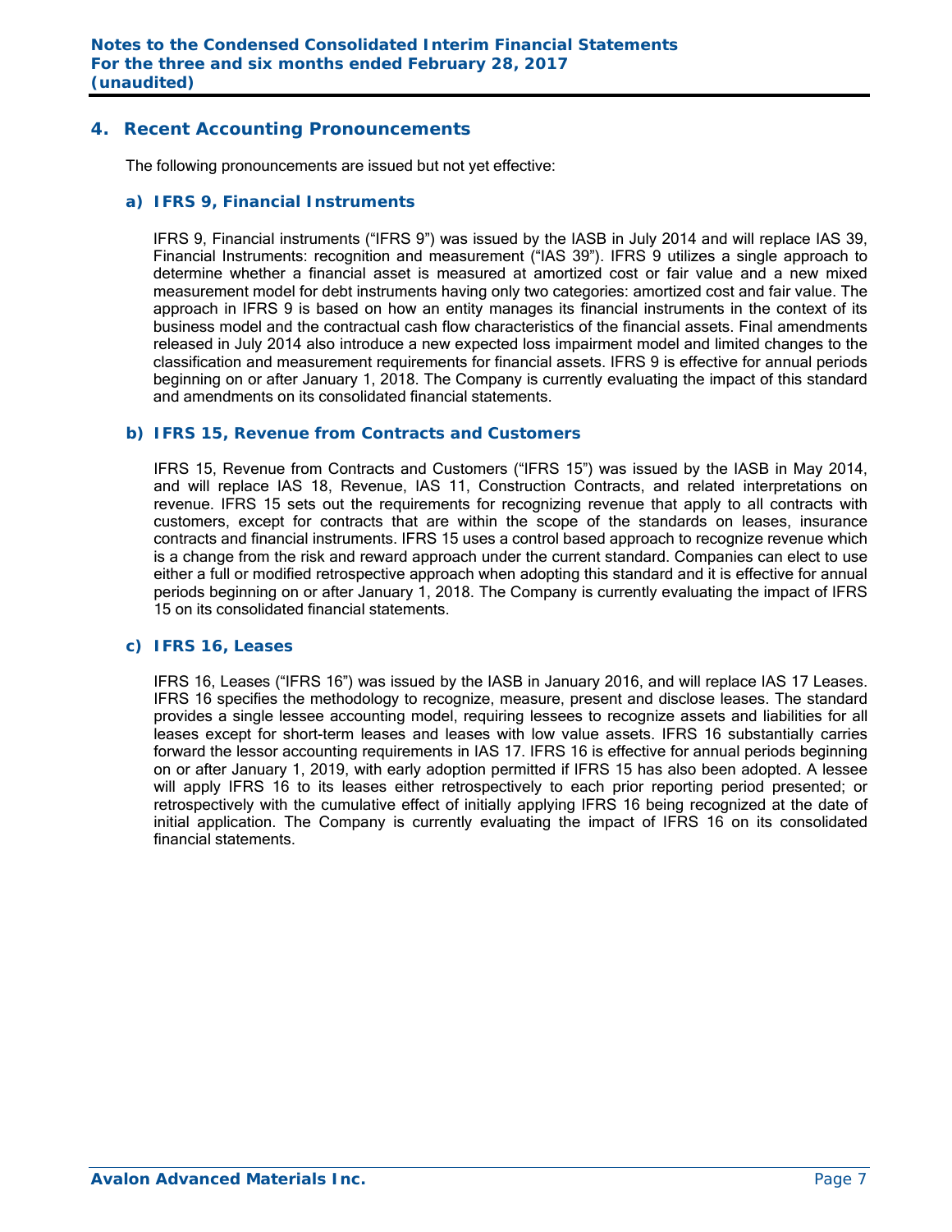## 4. Recent Accounting Pronouncements

The following pronouncements are issued but not yet effective:

### a) IFRS 9, Financial Instruments

IFRS 9, Financial instruments ("IFRS 9") was issued by the IASB in July 2014 and will replace IAS 39, Financial Instruments: recognition and measurement ("IAS 39"). IFRS 9 utilizes a single approach to determine whether a financial asset is measured at amortized cost or fair value and a new mixed measurement model for debt instruments having only two categories: amortized cost and fair value. The approach in IFRS 9 is based on how an entity manages its financial instruments in the context of its business model and the contractual cash flow characteristics of the financial assets. Final amendments released in July 2014 also introduce a new expected loss impairment model and limited changes to the classification and measurement requirements for financial assets. IFRS 9 is effective for annual periods beginning on or after January 1, 2018. The Company is currently evaluating the impact of this standard and amendments on its consolidated financial statements.

### b) IFRS 15, Revenue from Contracts and Customers

IFRS 15, Revenue from Contracts and Customers ("IFRS 15") was issued by the IASB in May 2014, and will replace IAS 18, Revenue, IAS 11, Construction Contracts, and related interpretations on revenue. IFRS 15 sets out the requirements for recognizing revenue that apply to all contracts with customers, except for contracts that are within the scope of the standards on leases, insurance contracts and financial instruments. IFRS 15 uses a control based approach to recognize revenue which is a change from the risk and reward approach under the current standard. Companies can elect to use either a full or modified retrospective approach when adopting this standard and it is effective for annual periods beginning on or after January 1, 2018. The Company is currently evaluating the impact of IFRS 15 on its consolidated financial statements.

### c) IFRS 16, Leases

IFRS 16, Leases ("IFRS 16") was issued by the IASB in January 2016, and will replace IAS 17 Leases. IFRS 16 specifies the methodology to recognize, measure, present and disclose leases. The standard provides a single lessee accounting model, requiring lessees to recognize assets and liabilities for all leases except for short-term leases and leases with low value assets. IFRS 16 substantially carries forward the lessor accounting requirements in IAS 17. IFRS 16 is effective for annual periods beginning on or after January 1, 2019, with early adoption permitted if IFRS 15 has also been adopted. A lessee will apply IFRS 16 to its leases either retrospectively to each prior reporting period presented; or retrospectively with the cumulative effect of initially applying IFRS 16 being recognized at the date of initial application. The Company is currently evaluating the impact of IFRS 16 on its consolidated financial statements.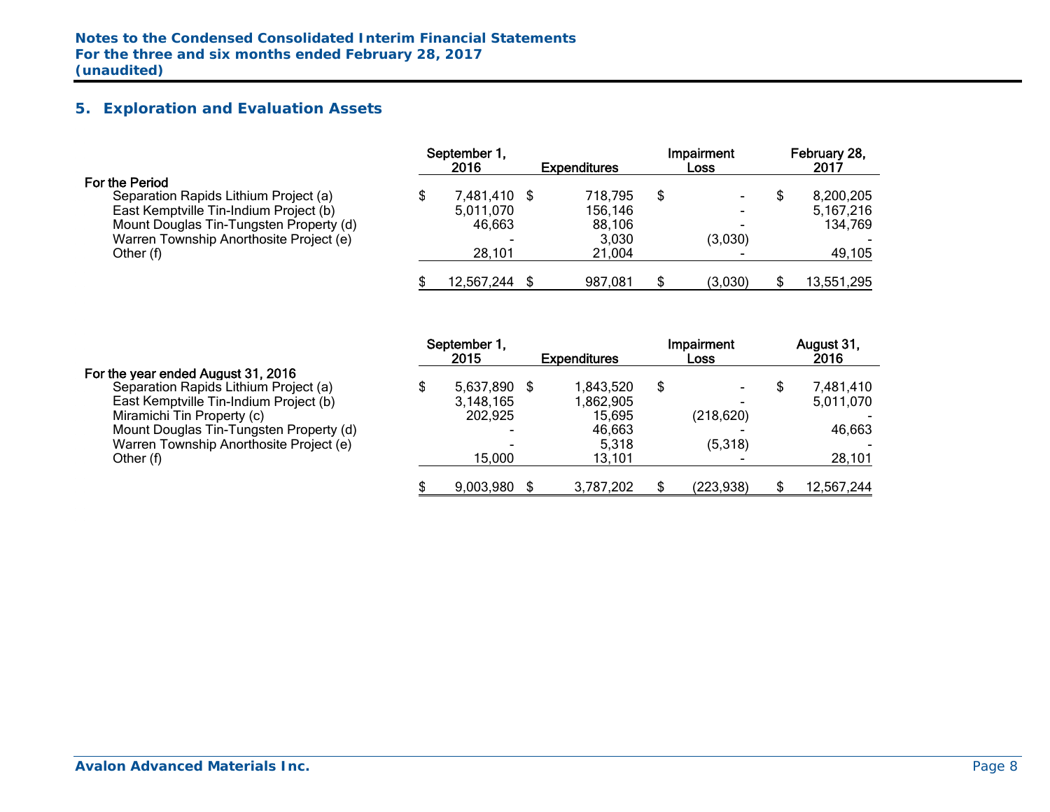## 5. Exploration and Evaluation Assets

| For the Period | September 1, 2016 | Expenditures | Impairment Loss | February 28, 2017 |
|---|---|---|---|---|
| Separation Rapids Lithium Project (a) | $ 7,481,410 | $ 718,795 | $ - | $ 8,200,205 |
| East Kemptville Tin-Indium Project (b) | 5,011,070 | 156,146 | - | 5,167,216 |
| Mount Douglas Tin-Tungsten Property (d) | 46,663 | 88,106 | - | 134,769 |
| Warren Township Anorthosite Project (e) | - | 3,030 | (3,030) | - |
| Other (f) | 28,101 | 21,004 | - | 49,105 |
| | $ 12,567,244 | $ 987,081 | $ (3,030) | $ 13,551,295 |

| For the year ended August 31, 2016 | September 1, 2015 | Expenditures | Impairment Loss | August 31, 2016 |
|---|---|---|---|---|
| Separation Rapids Lithium Project (a) | $ 5,637,890 | $ 1,843,520 | $ - | $ 7,481,410 |
| East Kemptville Tin-Indium Project (b) | 3,148,165 | 1,862,905 | - | 5,011,070 |
| Miramichi Tin Property (c) | 202,925 | 15,695 | (218,620) | - |
| Mount Douglas Tin-Tungsten Property (d) | - | 46,663 | - | 46,663 |
| Warren Township Anorthosite Project (e) | - | 5,318 | (5,318) | - |
| Other (f) | 15,000 | 13,101 | - | 28,101 |
| | $ 9,003,980 | $ 3,787,202 | $ (223,938) | $ 12,567,244 |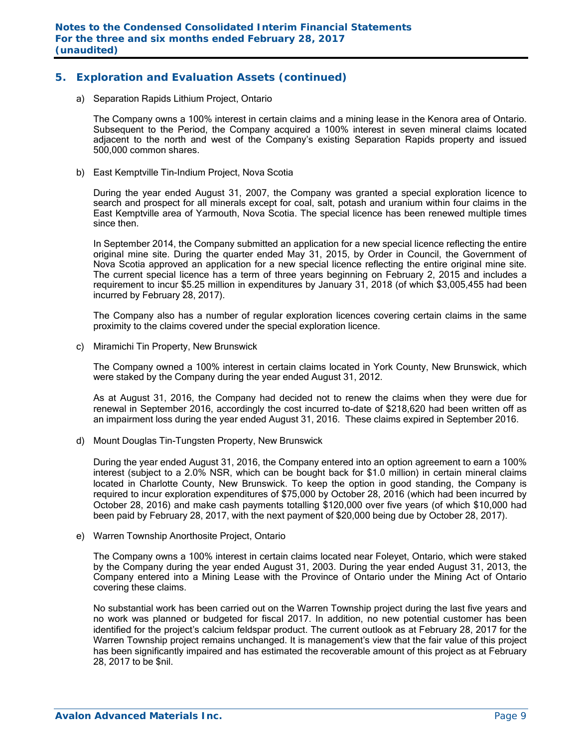## 5. Exploration and Evaluation Assets (continued)

a) Separation Rapids Lithium Project, Ontario

The Company owns a 100% interest in certain claims and a mining lease in the Kenora area of Ontario. Subsequent to the Period, the Company acquired a 100% interest in seven mineral claims located adjacent to the north and west of the Company's existing Separation Rapids property and issued 500,000 common shares.

b) East Kemptville Tin-Indium Project, Nova Scotia

During the year ended August 31, 2007, the Company was granted a special exploration licence to search and prospect for all minerals except for coal, salt, potash and uranium within four claims in the East Kemptville area of Yarmouth, Nova Scotia. The special licence has been renewed multiple times since then.

In September 2014, the Company submitted an application for a new special licence reflecting the entire original mine site. During the quarter ended May 31, 2015, by Order in Council, the Government of Nova Scotia approved an application for a new special licence reflecting the entire original mine site. The current special licence has a term of three years beginning on February 2, 2015 and includes a requirement to incur $5.25 million in expenditures by January 31, 2018 (of which $3,005,455 had been incurred by February 28, 2017).

The Company also has a number of regular exploration licences covering certain claims in the same proximity to the claims covered under the special exploration licence.

c) Miramichi Tin Property, New Brunswick

The Company owned a 100% interest in certain claims located in York County, New Brunswick, which were staked by the Company during the year ended August 31, 2012.

As at August 31, 2016, the Company had decided not to renew the claims when they were due for renewal in September 2016, accordingly the cost incurred to-date of $218,620 had been written off as an impairment loss during the year ended August 31, 2016. These claims expired in September 2016.

d) Mount Douglas Tin-Tungsten Property, New Brunswick

During the year ended August 31, 2016, the Company entered into an option agreement to earn a 100% interest (subject to a 2.0% NSR, which can be bought back for $1.0 million) in certain mineral claims located in Charlotte County, New Brunswick. To keep the option in good standing, the Company is required to incur exploration expenditures of $75,000 by October 28, 2016 (which had been incurred by October 28, 2016) and make cash payments totalling $120,000 over five years (of which $10,000 had been paid by February 28, 2017, with the next payment of $20,000 being due by October 28, 2017).

e) Warren Township Anorthosite Project, Ontario

The Company owns a 100% interest in certain claims located near Foleyet, Ontario, which were staked by the Company during the year ended August 31, 2003. During the year ended August 31, 2013, the Company entered into a Mining Lease with the Province of Ontario under the Mining Act of Ontario covering these claims.

No substantial work has been carried out on the Warren Township project during the last five years and no work was planned or budgeted for fiscal 2017. In addition, no new potential customer has been identified for the project's calcium feldspar product. The current outlook as at February 28, 2017 for the Warren Township project remains unchanged. It is management's view that the fair value of this project has been significantly impaired and has estimated the recoverable amount of this project as at February 28, 2017 to be $nil.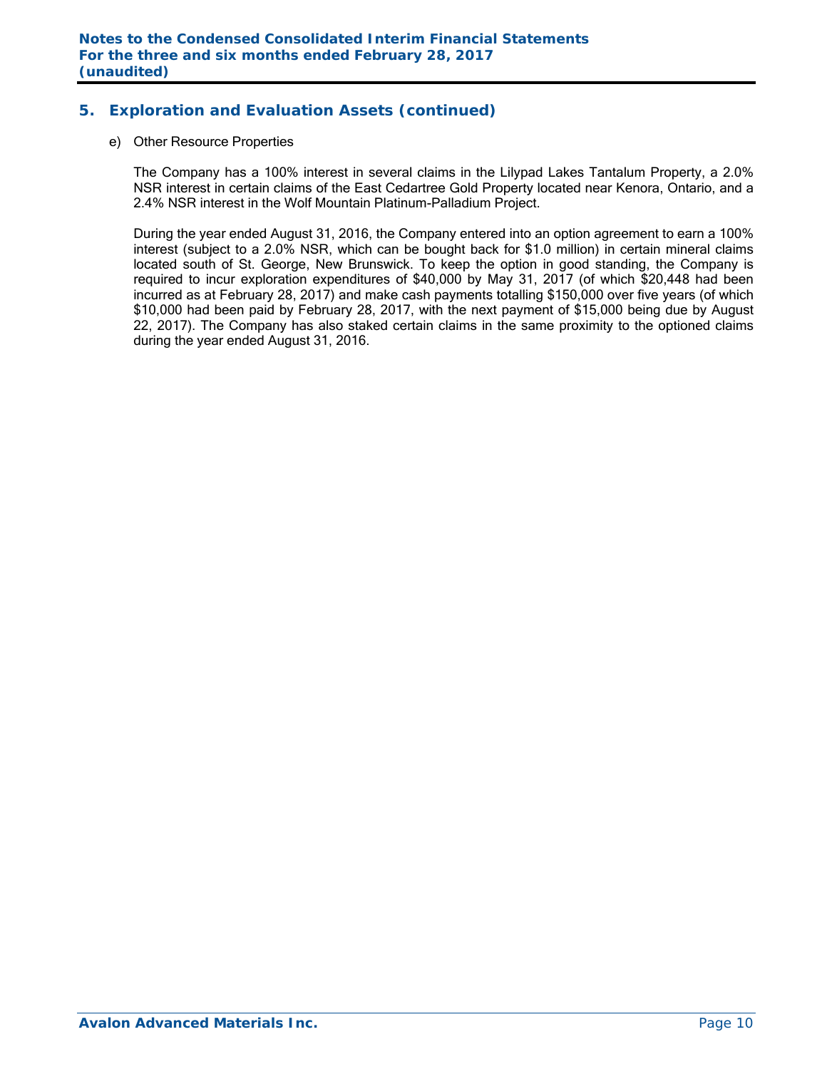## 5. Exploration and Evaluation Assets (continued)

e) Other Resource Properties

The Company has a 100% interest in several claims in the Lilypad Lakes Tantalum Property, a 2.0% NSR interest in certain claims of the East Cedartree Gold Property located near Kenora, Ontario, and a 2.4% NSR interest in the Wolf Mountain Platinum-Palladium Project.

During the year ended August 31, 2016, the Company entered into an option agreement to earn a 100% interest (subject to a 2.0% NSR, which can be bought back for $1.0 million) in certain mineral claims located south of St. George, New Brunswick. To keep the option in good standing, the Company is required to incur exploration expenditures of $40,000 by May 31, 2017 (of which $20,448 had been incurred as at February 28, 2017) and make cash payments totalling $150,000 over five years (of which $10,000 had been paid by February 28, 2017, with the next payment of $15,000 being due by August 22, 2017). The Company has also staked certain claims in the same proximity to the optioned claims during the year ended August 31, 2016.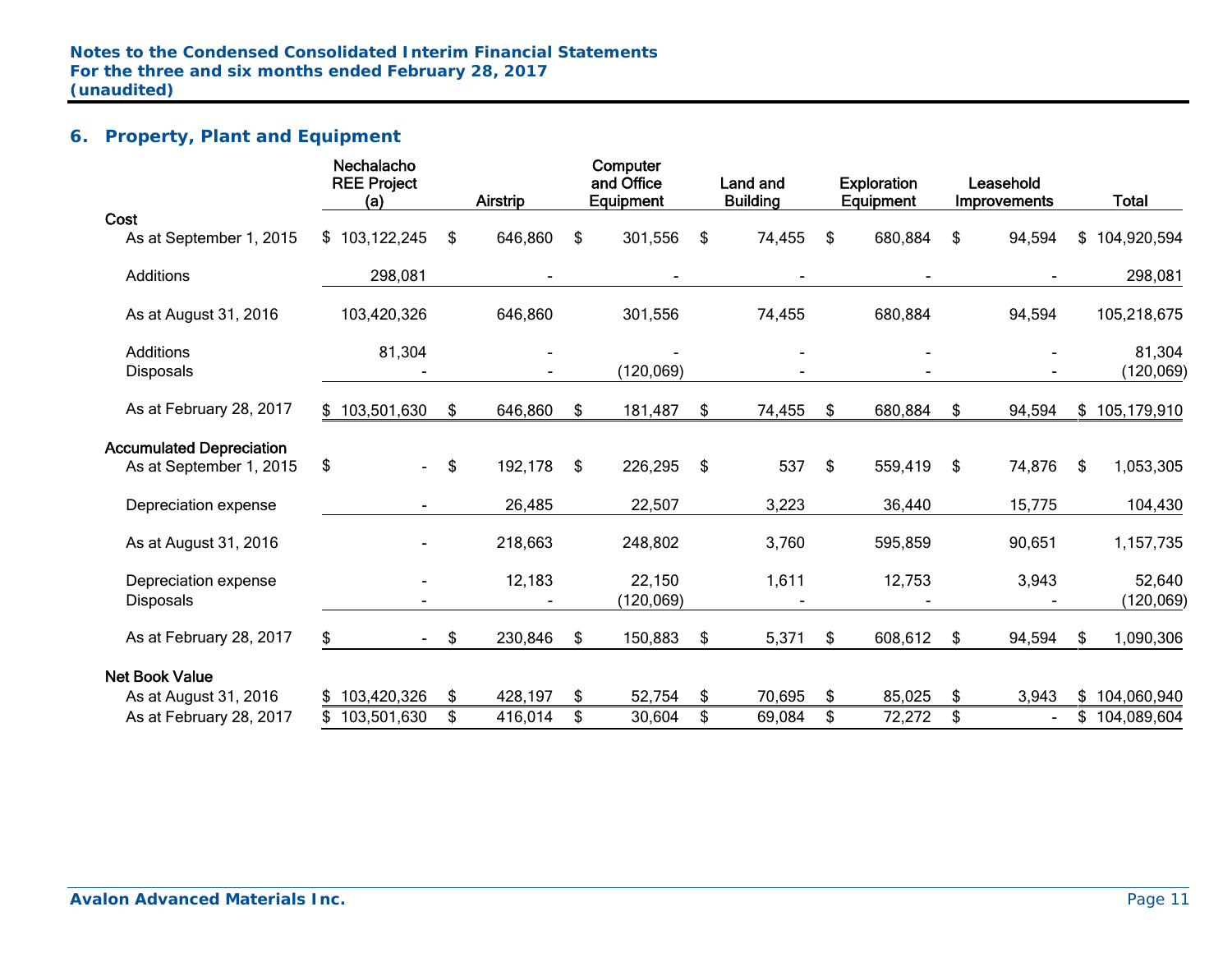## 6. Property, Plant and Equipment

| | Nechalacho REE Project (a) | Airstrip | Computer and Office Equipment | Land and Building | Exploration Equipment | Leasehold Improvements | Total |
|---|---|---|---|---|---|---|---|
| **Cost** | | | | | | | |
| As at September 1, 2015 | $ 103,122,245 | $ 646,860 | $ 301,556 | $ 74,455 | $ 680,884 | $ 94,594 | $ 104,920,594 |
| Additions | 298,081 | - | - | - | - | - | 298,081 |
| As at August 31, 2016 | 103,420,326 | 646,860 | 301,556 | 74,455 | 680,884 | 94,594 | 105,218,675 |
| Additions | 81,304 | - | - | - | - | - | 81,304 |
| Disposals | - | - | (120,069) | - | - | - | (120,069) |
| As at February 28, 2017 | $ 103,501,630 | $ 646,860 | $ 181,487 | $ 74,455 | $ 680,884 | $ 94,594 | $ 105,179,910 |
| **Accumulated Depreciation** | | | | | | | |
| As at September 1, 2015 | $ - | $ 192,178 | $ 226,295 | $ 537 | $ 559,419 | $ 74,876 | $ 1,053,305 |
| Depreciation expense | - | 26,485 | 22,507 | 3,223 | 36,440 | 15,775 | 104,430 |
| As at August 31, 2016 | - | 218,663 | 248,802 | 3,760 | 595,859 | 90,651 | 1,157,735 |
| Depreciation expense | - | 12,183 | 22,150 | 1,611 | 12,753 | 3,943 | 52,640 |
| Disposals | - | - | (120,069) | - | - | - | (120,069) |
| As at February 28, 2017 | $ - | $ 230,846 | $ 150,883 | $ 5,371 | $ 608,612 | $ 94,594 | $ 1,090,306 |
| **Net Book Value** | | | | | | | |
| As at August 31, 2016 | $ 103,420,326 | $ 428,197 | $ 52,754 | $ 70,695 | $ 85,025 | $ 3,943 | $ 104,060,940 |
| As at February 28, 2017 | $ 103,501,630 | $ 416,014 | $ 30,604 | $ 69,084 | $ 72,272 | $ - | $ 104,089,604 |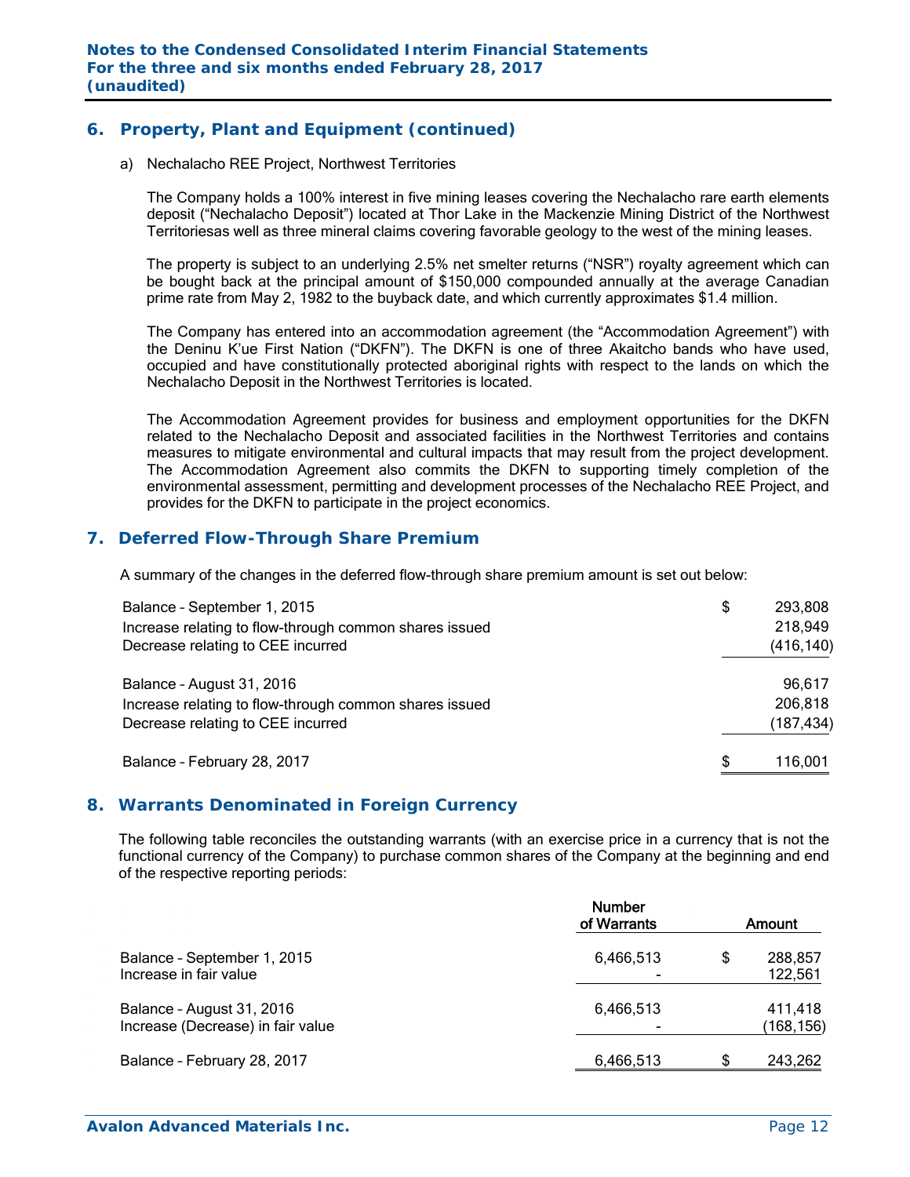## 6. Property, Plant and Equipment (continued)

a) Nechalacho REE Project, Northwest Territories

The Company holds a 100% interest in five mining leases covering the Nechalacho rare earth elements deposit ("Nechalacho Deposit") located at Thor Lake in the Mackenzie Mining District of the Northwest Territoriesas well as three mineral claims covering favorable geology to the west of the mining leases.

The property is subject to an underlying 2.5% net smelter returns ("NSR") royalty agreement which can be bought back at the principal amount of $150,000 compounded annually at the average Canadian prime rate from May 2, 1982 to the buyback date, and which currently approximates $1.4 million.

The Company has entered into an accommodation agreement (the "Accommodation Agreement") with the Deninu K'ue First Nation ("DKFN"). The DKFN is one of three Akaitcho bands who have used, occupied and have constitutionally protected aboriginal rights with respect to the lands on which the Nechalacho Deposit in the Northwest Territories is located.

The Accommodation Agreement provides for business and employment opportunities for the DKFN related to the Nechalacho Deposit and associated facilities in the Northwest Territories and contains measures to mitigate environmental and cultural impacts that may result from the project development. The Accommodation Agreement also commits the DKFN to supporting timely completion of the environmental assessment, permitting and development processes of the Nechalacho REE Project, and provides for the DKFN to participate in the project economics.

## 7. Deferred Flow-Through Share Premium

A summary of the changes in the deferred flow-through share premium amount is set out below:

| | | |
|---|---|---|
| Balance – September 1, 2015 | $ | 293,808 |
| Increase relating to flow-through common shares issued | | 218,949 |
| Decrease relating to CEE incurred | | (416,140) |
| Balance – August 31, 2016 | | 96,617 |
| Increase relating to flow-through common shares issued | | 206,818 |
| Decrease relating to CEE incurred | | (187,434) |
| Balance – February 28, 2017 | $ | 116,001 |

## 8. Warrants Denominated in Foreign Currency

The following table reconciles the outstanding warrants (with an exercise price in a currency that is not the functional currency of the Company) to purchase common shares of the Company at the beginning and end of the respective reporting periods:

| | Number of Warrants | | Amount |
|---|---|---|---|
| Balance – September 1, 2015 | 6,466,513 | $ | 288,857 |
| Increase in fair value | - | | 122,561 |
| Balance – August 31, 2016 | 6,466,513 | | 411,418 |
| Increase (Decrease) in fair value | - | | (168,156) |
| Balance – February 28, 2017 | 6,466,513 | $ | 243,262 |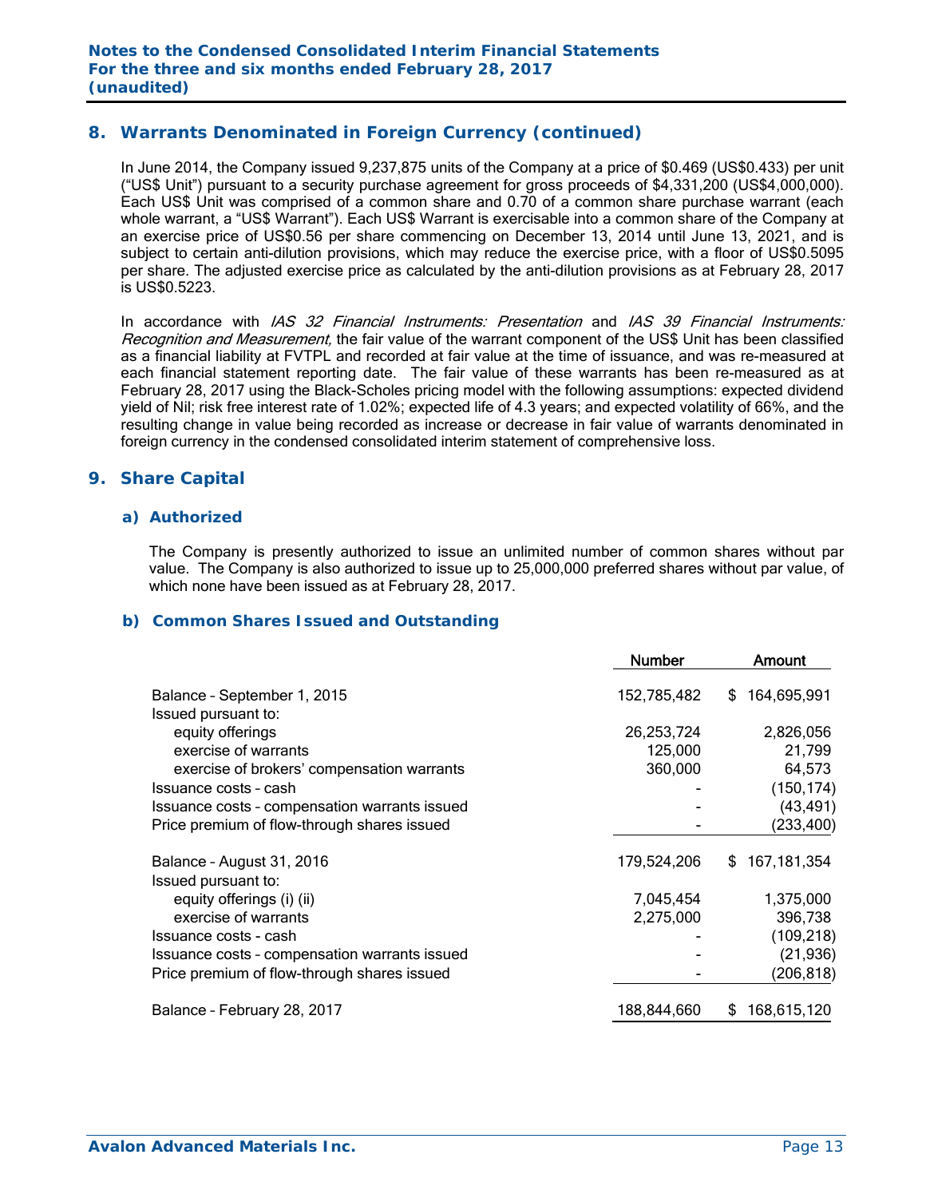## 8. Warrants Denominated in Foreign Currency (continued)

In June 2014, the Company issued 9,237,875 units of the Company at a price of $0.469 (US$0.433) per unit ("US$ Unit") pursuant to a security purchase agreement for gross proceeds of $4,331,200 (US$4,000,000). Each US$ Unit was comprised of a common share and 0.70 of a common share purchase warrant (each whole warrant, a "US$ Warrant"). Each US$ Warrant is exercisable into a common share of the Company at an exercise price of US$0.56 per share commencing on December 13, 2014 until June 13, 2021, and is subject to certain anti-dilution provisions, which may reduce the exercise price, with a floor of US$0.5095 per share. The adjusted exercise price as calculated by the anti-dilution provisions as at February 28, 2017 is US$0.5223.

In accordance with *IAS 32 Financial Instruments: Presentation* and *IAS 39 Financial Instruments: Recognition and Measurement,* the fair value of the warrant component of the US$ Unit has been classified as a financial liability at FVTPL and recorded at fair value at the time of issuance, and was re-measured at each financial statement reporting date. The fair value of these warrants has been re-measured as at February 28, 2017 using the Black-Scholes pricing model with the following assumptions: expected dividend yield of Nil; risk free interest rate of 1.02%; expected life of 4.3 years; and expected volatility of 66%, and the resulting change in value being recorded as increase or decrease in fair value of warrants denominated in foreign currency in the condensed consolidated interim statement of comprehensive loss.

## 9. Share Capital

### a) Authorized

The Company is presently authorized to issue an unlimited number of common shares without par value. The Company is also authorized to issue up to 25,000,000 preferred shares without par value, of which none have been issued as at February 28, 2017.

### b) Common Shares Issued and Outstanding

| | Number | Amount |
|---|---|---|
| Balance – September 1, 2015 | 152,785,482 | $ 164,695,991 |
| Issued pursuant to: | | |
| equity offerings | 26,253,724 | 2,826,056 |
| exercise of warrants | 125,000 | 21,799 |
| exercise of brokers' compensation warrants | 360,000 | 64,573 |
| Issuance costs – cash | - | (150,174) |
| Issuance costs – compensation warrants issued | - | (43,491) |
| Price premium of flow-through shares issued | - | (233,400) |
| Balance – August 31, 2016 | 179,524,206 | $ 167,181,354 |
| Issued pursuant to: | | |
| equity offerings (i) (ii) | 7,045,454 | 1,375,000 |
| exercise of warrants | 2,275,000 | 396,738 |
| Issuance costs - cash | - | (109,218) |
| Issuance costs – compensation warrants issued | - | (21,936) |
| Price premium of flow-through shares issued | - | (206,818) |
| Balance – February 28, 2017 | 188,844,660 | $ 168,615,120 |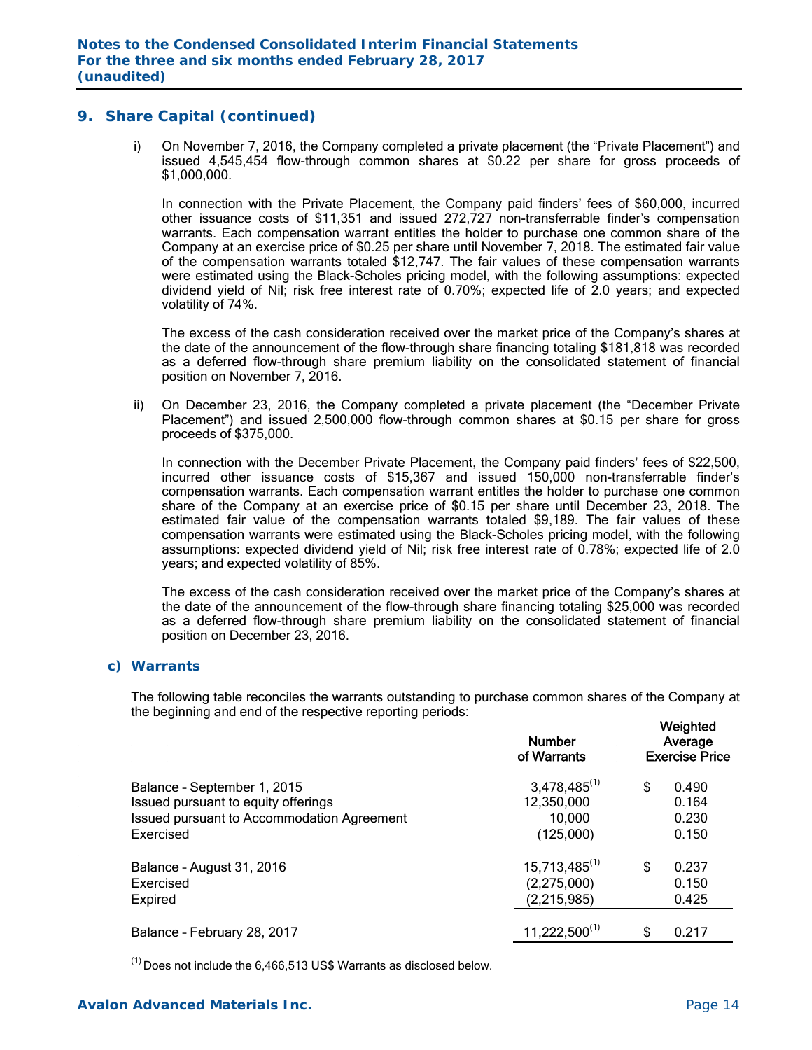## 9. Share Capital (continued)

i) On November 7, 2016, the Company completed a private placement (the "Private Placement") and issued 4,545,454 flow-through common shares at $0.22 per share for gross proceeds of $1,000,000.

In connection with the Private Placement, the Company paid finders' fees of $60,000, incurred other issuance costs of $11,351 and issued 272,727 non-transferrable finder's compensation warrants. Each compensation warrant entitles the holder to purchase one common share of the Company at an exercise price of $0.25 per share until November 7, 2018. The estimated fair value of the compensation warrants totaled $12,747. The fair values of these compensation warrants were estimated using the Black-Scholes pricing model, with the following assumptions: expected dividend yield of Nil; risk free interest rate of 0.70%; expected life of 2.0 years; and expected volatility of 74%.

The excess of the cash consideration received over the market price of the Company's shares at the date of the announcement of the flow-through share financing totaling $181,818 was recorded as a deferred flow-through share premium liability on the consolidated statement of financial position on November 7, 2016.

ii) On December 23, 2016, the Company completed a private placement (the "December Private Placement") and issued 2,500,000 flow-through common shares at $0.15 per share for gross proceeds of $375,000.

In connection with the December Private Placement, the Company paid finders' fees of $22,500, incurred other issuance costs of $15,367 and issued 150,000 non-transferrable finder's compensation warrants. Each compensation warrant entitles the holder to purchase one common share of the Company at an exercise price of $0.15 per share until December 23, 2018. The estimated fair value of the compensation warrants totaled $9,189. The fair values of these compensation warrants were estimated using the Black-Scholes pricing model, with the following assumptions: expected dividend yield of Nil; risk free interest rate of 0.78%; expected life of 2.0 years; and expected volatility of 85%.

The excess of the cash consideration received over the market price of the Company's shares at the date of the announcement of the flow-through share financing totaling $25,000 was recorded as a deferred flow-through share premium liability on the consolidated statement of financial position on December 23, 2016.

### c) Warrants

The following table reconciles the warrants outstanding to purchase common shares of the Company at the beginning and end of the respective reporting periods:

| | Number of Warrants | Weighted Average Exercise Price |
|---|---|---|
| Balance - September 1, 2015 | 3,478,485 [1] | $ 0.490 |
| Issued pursuant to equity offerings | 12,350,000 | 0.164 |
| Issued pursuant to Accommodation Agreement | 10,000 | 0.230 |
| Exercised | (125,000) | 0.150 |
| Balance - August 31, 2016 | 15,713,485 [1] | $ 0.237 |
| Exercised | (2,275,000) | 0.150 |
| Expired | (2,215,985) | 0.425 |
| Balance - February 28, 2017 | 11,222,500 [1] | $ 0.217 |

[1] Does not include the 6,466,513 US$ Warrants as disclosed below.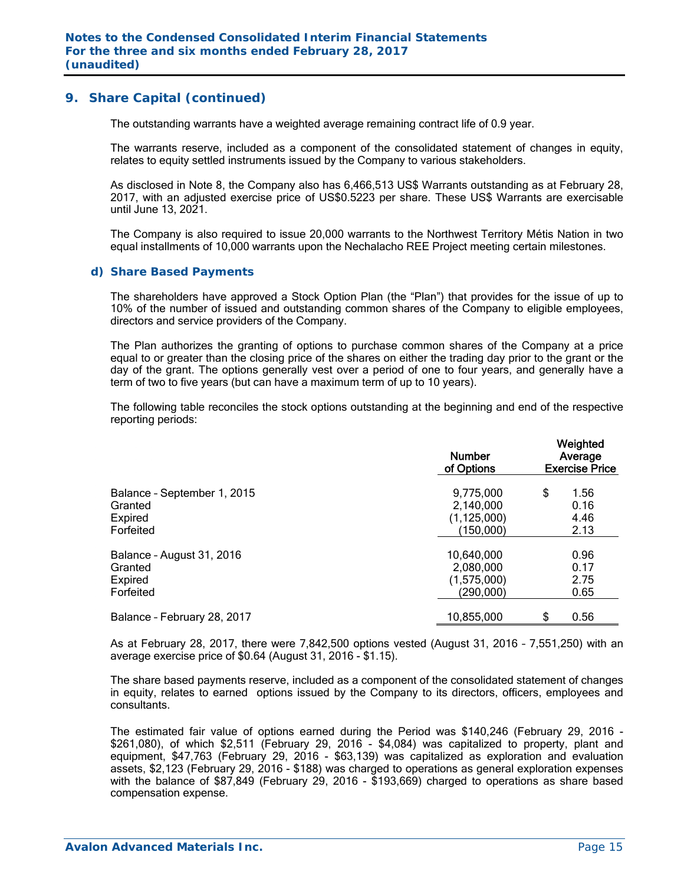## 9. Share Capital (continued)

The outstanding warrants have a weighted average remaining contract life of 0.9 year.

The warrants reserve, included as a component of the consolidated statement of changes in equity, relates to equity settled instruments issued by the Company to various stakeholders.

As disclosed in Note 8, the Company also has 6,466,513 US$ Warrants outstanding as at February 28, 2017, with an adjusted exercise price of US$0.5223 per share. These US$ Warrants are exercisable until June 13, 2021.

The Company is also required to issue 20,000 warrants to the Northwest Territory Métis Nation in two equal installments of 10,000 warrants upon the Nechalacho REE Project meeting certain milestones.

### d) Share Based Payments

The shareholders have approved a Stock Option Plan (the "Plan") that provides for the issue of up to 10% of the number of issued and outstanding common shares of the Company to eligible employees, directors and service providers of the Company.

The Plan authorizes the granting of options to purchase common shares of the Company at a price equal to or greater than the closing price of the shares on either the trading day prior to the grant or the day of the grant. The options generally vest over a period of one to four years, and generally have a term of two to five years (but can have a maximum term of up to 10 years).

The following table reconciles the stock options outstanding at the beginning and end of the respective reporting periods:

| | Number of Options | Weighted Average Exercise Price |
|---|---|---|
| Balance – September 1, 2015 | 9,775,000 | $ 1.56 |
| Granted | 2,140,000 | 0.16 |
| Expired | (1,125,000) | 4.46 |
| Forfeited | (150,000) | 2.13 |
| Balance – August 31, 2016 | 10,640,000 | 0.96 |
| Granted | 2,080,000 | 0.17 |
| Expired | (1,575,000) | 2.75 |
| Forfeited | (290,000) | 0.65 |
| Balance – February 28, 2017 | 10,855,000 | $ 0.56 |

As at February 28, 2017, there were 7,842,500 options vested (August 31, 2016 – 7,551,250) with an average exercise price of $0.64 (August 31, 2016 - $1.15).

The share based payments reserve, included as a component of the consolidated statement of changes in equity, relates to earned options issued by the Company to its directors, officers, employees and consultants.

The estimated fair value of options earned during the Period was $140,246 (February 29, 2016 - $261,080), of which $2,511 (February 29, 2016 - $4,084) was capitalized to property, plant and equipment, $47,763 (February 29, 2016 - $63,139) was capitalized as exploration and evaluation assets, $2,123 (February 29, 2016 - $188) was charged to operations as general exploration expenses with the balance of $87,849 (February 29, 2016 - $193,669) charged to operations as share based compensation expense.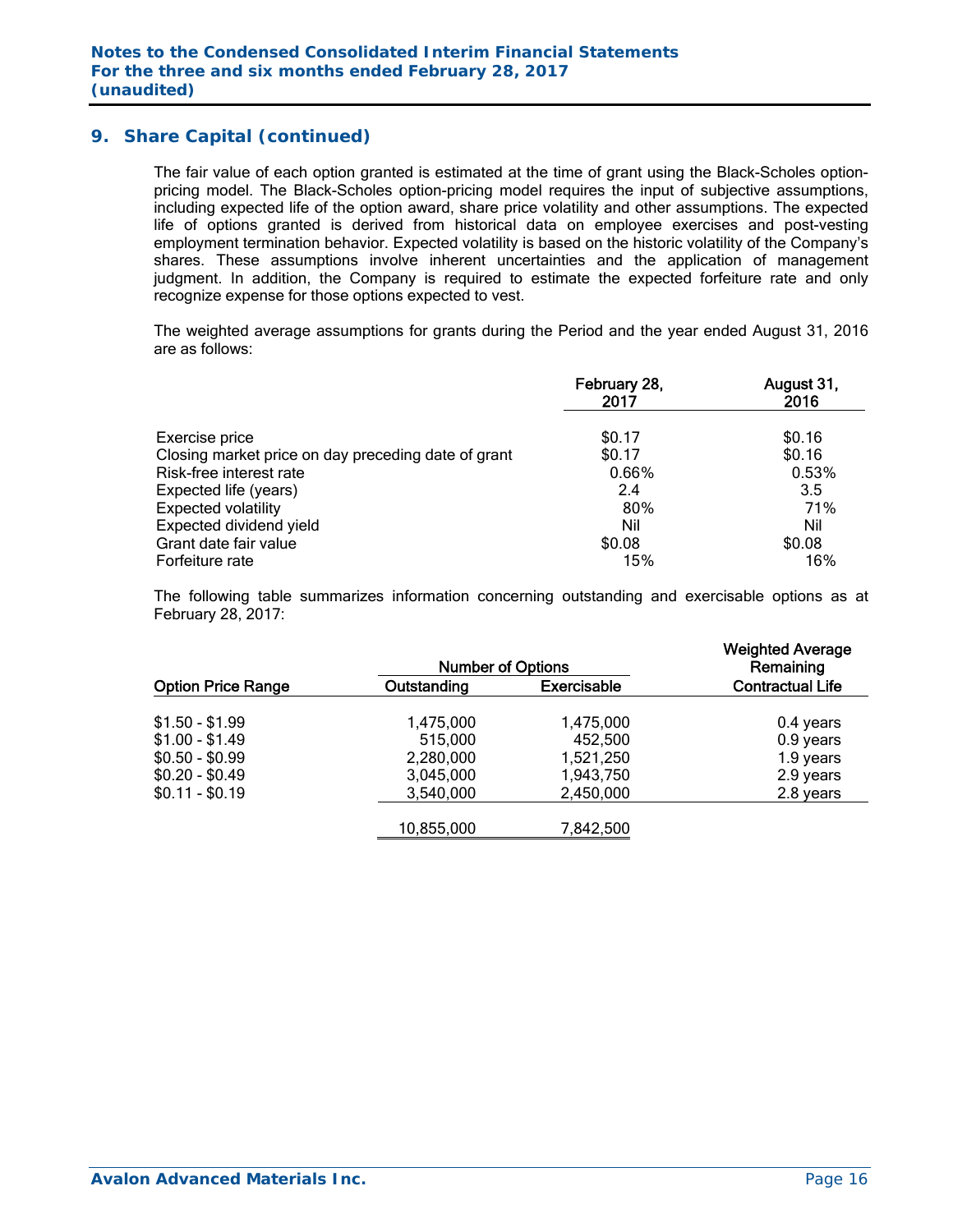## 9. Share Capital (continued)

The fair value of each option granted is estimated at the time of grant using the Black-Scholes option-pricing model. The Black-Scholes option-pricing model requires the input of subjective assumptions, including expected life of the option award, share price volatility and other assumptions. The expected life of options granted is derived from historical data on employee exercises and post-vesting employment termination behavior. Expected volatility is based on the historic volatility of the Company's shares. These assumptions involve inherent uncertainties and the application of management judgment. In addition, the Company is required to estimate the expected forfeiture rate and only recognize expense for those options expected to vest.

The weighted average assumptions for grants during the Period and the year ended August 31, 2016 are as follows:

| | February 28, 2017 | August 31, 2016 |
|---|---|---|
| Exercise price | $0.17 | $0.16 |
| Closing market price on day preceding date of grant | $0.17 | $0.16 |
| Risk-free interest rate | 0.66% | 0.53% |
| Expected life (years) | 2.4 | 3.5 |
| Expected volatility | 80% | 71% |
| Expected dividend yield | Nil | Nil |
| Grant date fair value | $0.08 | $0.08 |
| Forfeiture rate | 15% | 16% |

The following table summarizes information concerning outstanding and exercisable options as at February 28, 2017:

| | Number of Options | | Weighted Average Remaining |
|---|---|---|---|
| Option Price Range | Outstanding | Exercisable | Contractual Life |
| $1.50 - $1.99 | 1,475,000 | 1,475,000 | 0.4 years |
| $1.00 - $1.49 | 515,000 | 452,500 | 0.9 years |
| $0.50 - $0.99 | 2,280,000 | 1,521,250 | 1.9 years |
| $0.20 - $0.49 | 3,045,000 | 1,943,750 | 2.9 years |
| $0.11 - $0.19 | 3,540,000 | 2,450,000 | 2.8 years |
| | 10,855,000 | 7,842,500 | |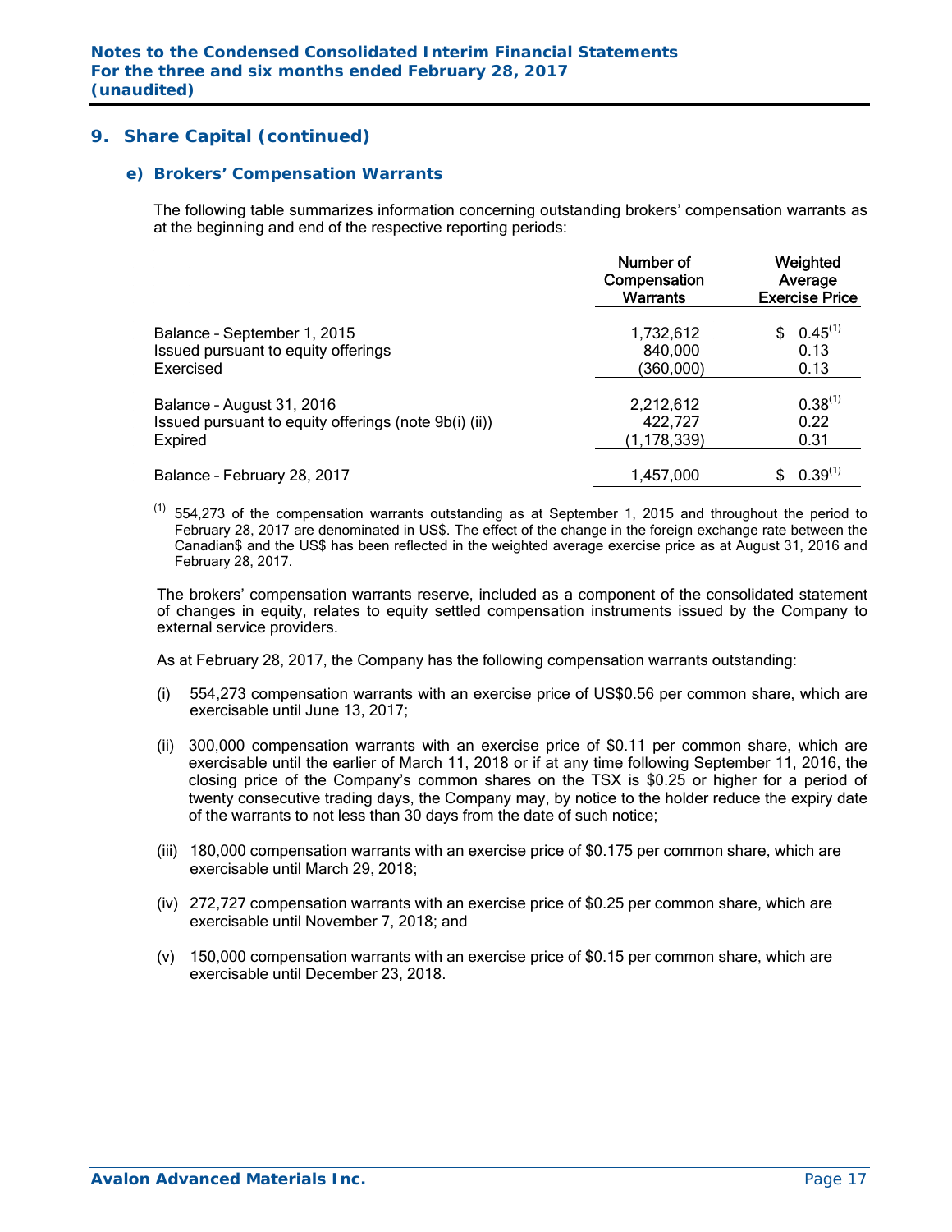## 9. Share Capital (continued)

### e) Brokers' Compensation Warrants

The following table summarizes information concerning outstanding brokers' compensation warrants as at the beginning and end of the respective reporting periods:

| | Number of Compensation Warrants | Weighted Average Exercise Price |
|---|---|---|
| Balance – September 1, 2015 | 1,732,612 | $ 0.45[1] |
| Issued pursuant to equity offerings | 840,000 | 0.13 |
| Exercised | (360,000) | 0.13 |
| Balance – August 31, 2016 | 2,212,612 | 0.38[1] |
| Issued pursuant to equity offerings (note 9b(i) (ii)) | 422,727 | 0.22 |
| Expired | (1,178,339) | 0.31 |
| Balance – February 28, 2017 | 1,457,000 | $ 0.39[1] |

[1] 554,273 of the compensation warrants outstanding as at September 1, 2015 and throughout the period to February 28, 2017 are denominated in US$. The effect of the change in the foreign exchange rate between the Canadian$ and the US$ has been reflected in the weighted average exercise price as at August 31, 2016 and February 28, 2017.

The brokers' compensation warrants reserve, included as a component of the consolidated statement of changes in equity, relates to equity settled compensation instruments issued by the Company to external service providers.

As at February 28, 2017, the Company has the following compensation warrants outstanding:

(i) 554,273 compensation warrants with an exercise price of US$0.56 per common share, which are exercisable until June 13, 2017;

(ii) 300,000 compensation warrants with an exercise price of $0.11 per common share, which are exercisable until the earlier of March 11, 2018 or if at any time following September 11, 2016, the closing price of the Company's common shares on the TSX is $0.25 or higher for a period of twenty consecutive trading days, the Company may, by notice to the holder reduce the expiry date of the warrants to not less than 30 days from the date of such notice;

(iii) 180,000 compensation warrants with an exercise price of $0.175 per common share, which are exercisable until March 29, 2018;

(iv) 272,727 compensation warrants with an exercise price of $0.25 per common share, which are exercisable until November 7, 2018; and

(v) 150,000 compensation warrants with an exercise price of $0.15 per common share, which are exercisable until December 23, 2018.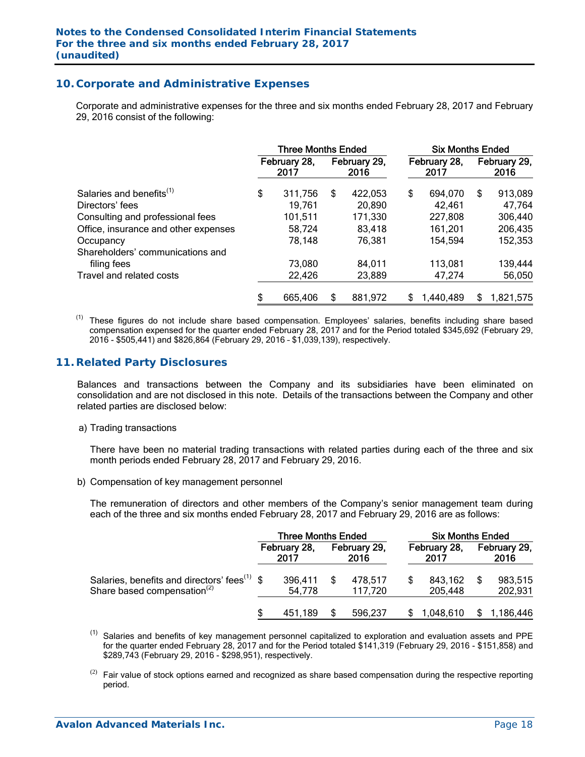## 10. Corporate and Administrative Expenses

Corporate and administrative expenses for the three and six months ended February 28, 2017 and February 29, 2016 consist of the following:

| | Three Months Ended | | Six Months Ended | |
|---|---|---|---|---|
| | February 28, 2017 | February 29, 2016 | February 28, 2017 | February 29, 2016 |
| Salaries and benefits[(1)] | $ 311,756 | $ 422,053 | $ 694,070 | $ 913,089 |
| Directors' fees | 19,761 | 20,890 | 42,461 | 47,764 |
| Consulting and professional fees | 101,511 | 171,330 | 227,808 | 306,440 |
| Office, insurance and other expenses | 58,724 | 83,418 | 161,201 | 206,435 |
| Occupancy | 78,148 | 76,381 | 154,594 | 152,353 |
| Shareholders' communications and filing fees | 73,080 | 84,011 | 113,081 | 139,444 |
| Travel and related costs | 22,426 | 23,889 | 47,274 | 56,050 |
| | $ 665,406 | $ 881,972 | $ 1,440,489 | $ 1,821,575 |

(1) These figures do not include share based compensation. Employees' salaries, benefits including share based compensation expensed for the quarter ended February 28, 2017 and for the Period totaled $345,692 (February 29, 2016 - $505,441) and $826,864 (February 29, 2016 – $1,039,139), respectively.

## 11. Related Party Disclosures

Balances and transactions between the Company and its subsidiaries have been eliminated on consolidation and are not disclosed in this note. Details of the transactions between the Company and other related parties are disclosed below:

a) Trading transactions

There have been no material trading transactions with related parties during each of the three and six month periods ended February 28, 2017 and February 29, 2016.

b) Compensation of key management personnel

The remuneration of directors and other members of the Company's senior management team during each of the three and six months ended February 28, 2017 and February 29, 2016 are as follows:

| | Three Months Ended | | Six Months Ended | |
|---|---|---|---|---|
| | February 28, 2017 | February 29, 2016 | February 28, 2017 | February 29, 2016 |
| Salaries, benefits and directors' fees[(1)] | $ 396,411 | $ 478,517 | $ 843,162 | $ 983,515 |
| Share based compensation[(2)] | 54,778 | 117,720 | 205,448 | 202,931 |
| | $ 451,189 | $ 596,237 | $ 1,048,610 | $ 1,186,446 |

(1) Salaries and benefits of key management personnel capitalized to exploration and evaluation assets and PPE for the quarter ended February 28, 2017 and for the Period totaled $141,319 (February 29, 2016 - $151,858) and $289,743 (February 29, 2016 - $298,951), respectively.

(2) Fair value of stock options earned and recognized as share based compensation during the respective reporting period.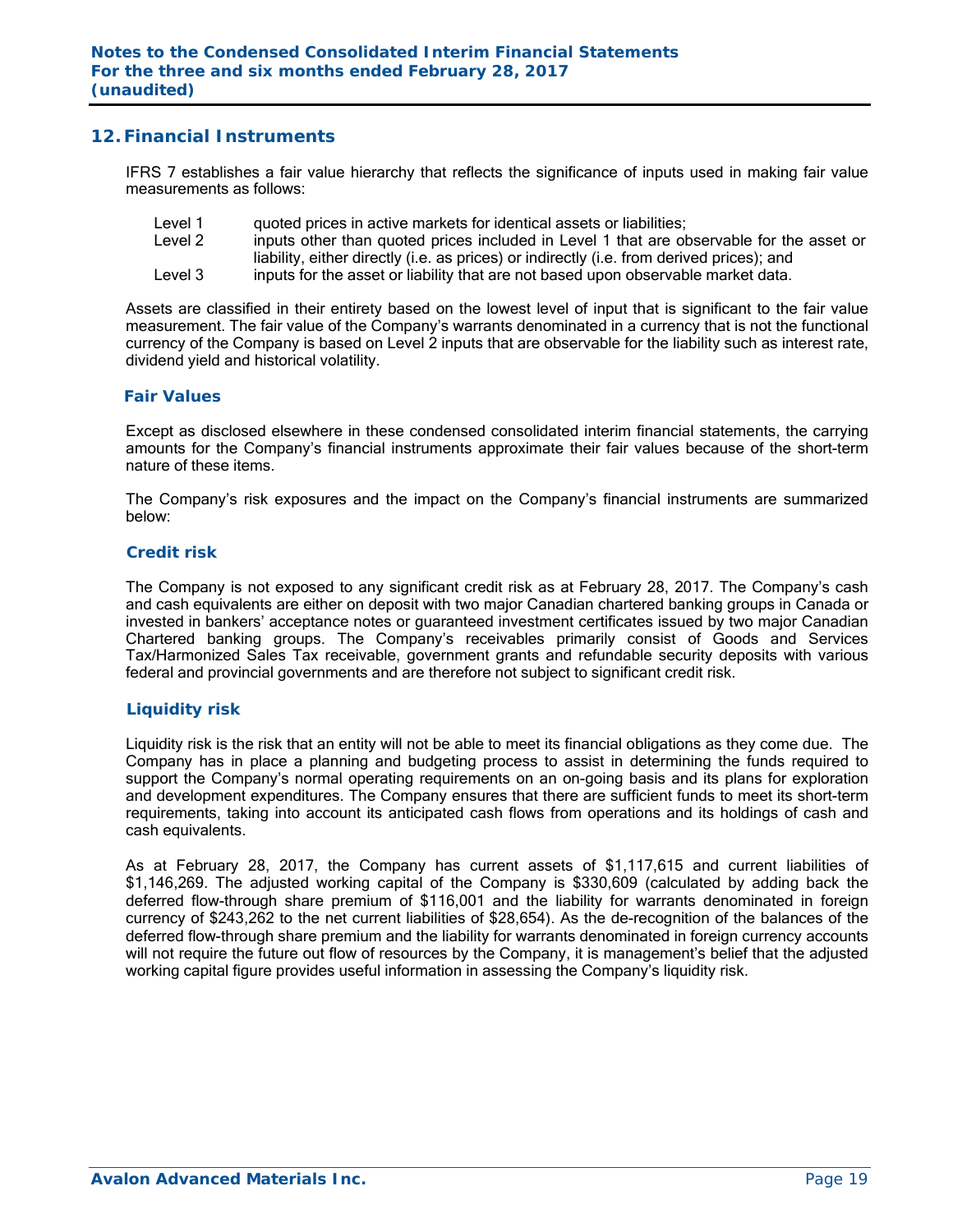## 12. Financial Instruments

IFRS 7 establishes a fair value hierarchy that reflects the significance of inputs used in making fair value measurements as follows:

- Level 1 quoted prices in active markets for identical assets or liabilities;
- Level 2 inputs other than quoted prices included in Level 1 that are observable for the asset or liability, either directly (i.e. as prices) or indirectly (i.e. from derived prices); and
- Level 3 inputs for the asset or liability that are not based upon observable market data.

Assets are classified in their entirety based on the lowest level of input that is significant to the fair value measurement. The fair value of the Company's warrants denominated in a currency that is not the functional currency of the Company is based on Level 2 inputs that are observable for the liability such as interest rate, dividend yield and historical volatility.

### Fair Values

Except as disclosed elsewhere in these condensed consolidated interim financial statements, the carrying amounts for the Company's financial instruments approximate their fair values because of the short-term nature of these items.

The Company's risk exposures and the impact on the Company's financial instruments are summarized below:

### Credit risk

The Company is not exposed to any significant credit risk as at February 28, 2017. The Company's cash and cash equivalents are either on deposit with two major Canadian chartered banking groups in Canada or invested in bankers' acceptance notes or guaranteed investment certificates issued by two major Canadian Chartered banking groups. The Company's receivables primarily consist of Goods and Services Tax/Harmonized Sales Tax receivable, government grants and refundable security deposits with various federal and provincial governments and are therefore not subject to significant credit risk.

### Liquidity risk

Liquidity risk is the risk that an entity will not be able to meet its financial obligations as they come due. The Company has in place a planning and budgeting process to assist in determining the funds required to support the Company's normal operating requirements on an on-going basis and its plans for exploration and development expenditures. The Company ensures that there are sufficient funds to meet its short-term requirements, taking into account its anticipated cash flows from operations and its holdings of cash and cash equivalents.

As at February 28, 2017, the Company has current assets of $1,117,615 and current liabilities of $1,146,269. The adjusted working capital of the Company is $330,609 (calculated by adding back the deferred flow-through share premium of $116,001 and the liability for warrants denominated in foreign currency of $243,262 to the net current liabilities of $28,654). As the de-recognition of the balances of the deferred flow-through share premium and the liability for warrants denominated in foreign currency accounts will not require the future out flow of resources by the Company, it is management's belief that the adjusted working capital figure provides useful information in assessing the Company's liquidity risk.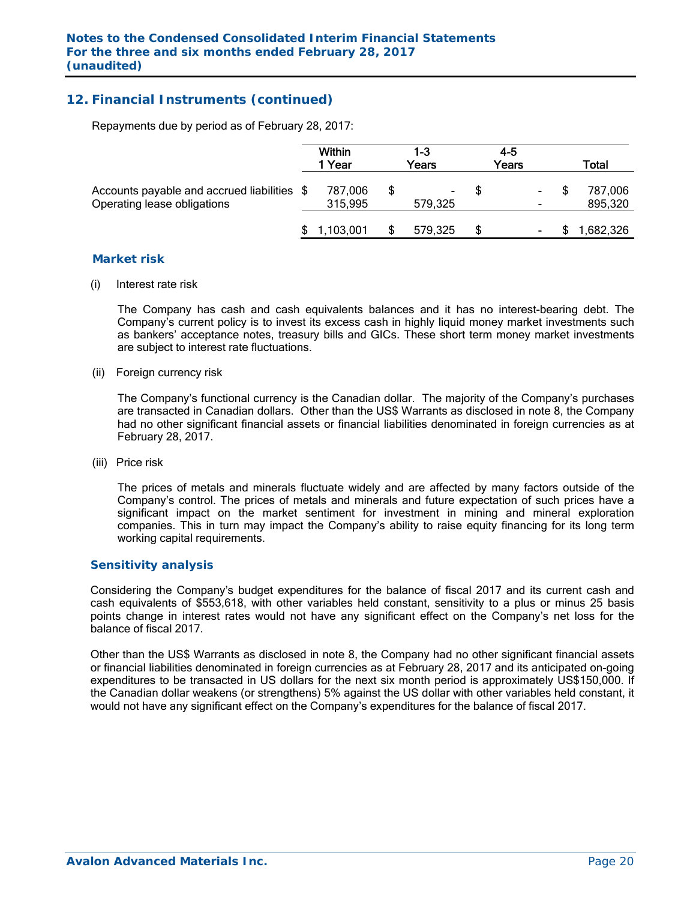## 12. Financial Instruments (continued)

Repayments due by period as of February 28, 2017:

| | Within 1 Year | 1-3 Years | 4-5 Years | Total |
|---|---|---|---|---|
| Accounts payable and accrued liabilities | $ 787,006 | $ - | $ - | $ 787,006 |
| Operating lease obligations | 315,995 | 579,325 | - | 895,320 |
| | $ 1,103,001 | $ 579,325 | $ - | $ 1,682,326 |

### Market risk

(i) Interest rate risk

The Company has cash and cash equivalents balances and it has no interest-bearing debt. The Company's current policy is to invest its excess cash in highly liquid money market investments such as bankers' acceptance notes, treasury bills and GICs. These short term money market investments are subject to interest rate fluctuations.

(ii) Foreign currency risk

The Company's functional currency is the Canadian dollar. The majority of the Company's purchases are transacted in Canadian dollars. Other than the US$ Warrants as disclosed in note 8, the Company had no other significant financial assets or financial liabilities denominated in foreign currencies as at February 28, 2017.

(iii) Price risk

The prices of metals and minerals fluctuate widely and are affected by many factors outside of the Company's control. The prices of metals and minerals and future expectation of such prices have a significant impact on the market sentiment for investment in mining and mineral exploration companies. This in turn may impact the Company's ability to raise equity financing for its long term working capital requirements.

### Sensitivity analysis

Considering the Company's budget expenditures for the balance of fiscal 2017 and its current cash and cash equivalents of $553,618, with other variables held constant, sensitivity to a plus or minus 25 basis points change in interest rates would not have any significant effect on the Company's net loss for the balance of fiscal 2017.

Other than the US$ Warrants as disclosed in note 8, the Company had no other significant financial assets or financial liabilities denominated in foreign currencies as at February 28, 2017 and its anticipated on-going expenditures to be transacted in US dollars for the next six month period is approximately US$150,000. If the Canadian dollar weakens (or strengthens) 5% against the US dollar with other variables held constant, it would not have any significant effect on the Company's expenditures for the balance of fiscal 2017.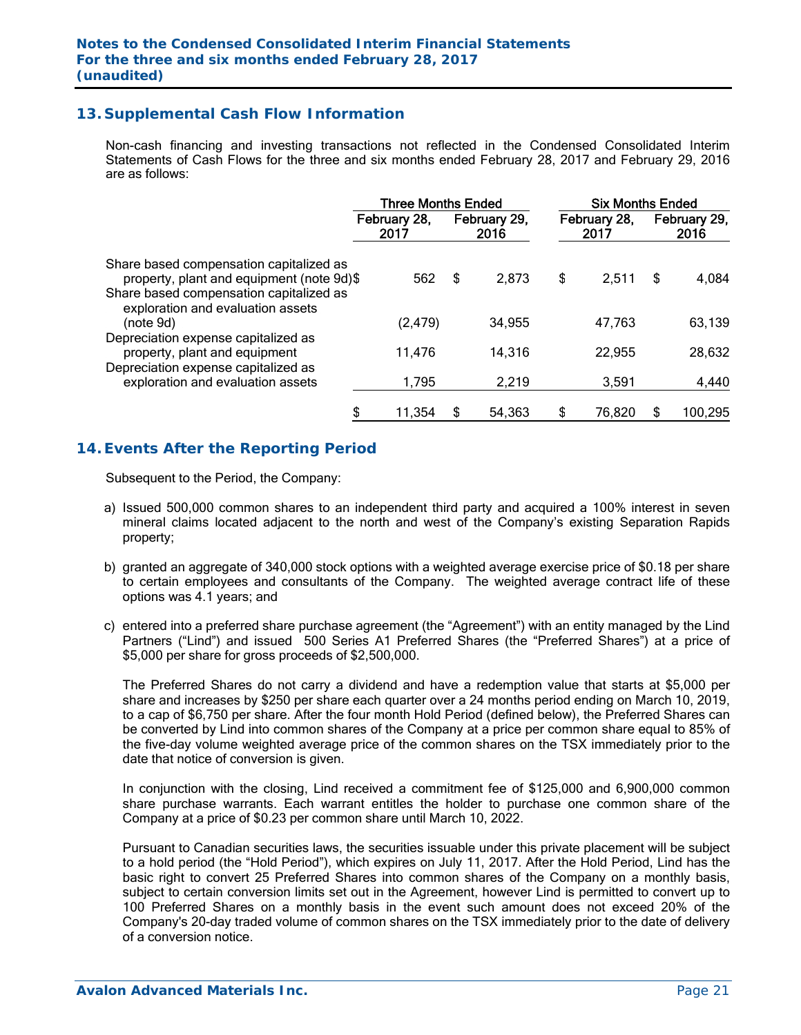## 13. Supplemental Cash Flow Information

Non-cash financing and investing transactions not reflected in the Condensed Consolidated Interim Statements of Cash Flows for the three and six months ended February 28, 2017 and February 29, 2016 are as follows:

| | Three Months Ended | | Six Months Ended | |
|---|---|---|---|---|
| | February 28, 2017 | February 29, 2016 | February 28, 2017 | February 29, 2016 |
| Share based compensation capitalized as property, plant and equipment (note 9d) | $ 562 | $ 2,873 | $ 2,511 | $ 4,084 |
| Share based compensation capitalized as exploration and evaluation assets (note 9d) | (2,479) | 34,955 | 47,763 | 63,139 |
| Depreciation expense capitalized as property, plant and equipment | 11,476 | 14,316 | 22,955 | 28,632 |
| Depreciation expense capitalized as exploration and evaluation assets | 1,795 | 2,219 | 3,591 | 4,440 |
| | $ 11,354 | $ 54,363 | $ 76,820 | $ 100,295 |

## 14. Events After the Reporting Period

Subsequent to the Period, the Company:

a) Issued 500,000 common shares to an independent third party and acquired a 100% interest in seven mineral claims located adjacent to the north and west of the Company's existing Separation Rapids property;

b) granted an aggregate of 340,000 stock options with a weighted average exercise price of $0.18 per share to certain employees and consultants of the Company. The weighted average contract life of these options was 4.1 years; and

c) entered into a preferred share purchase agreement (the "Agreement") with an entity managed by the Lind Partners ("Lind") and issued 500 Series A1 Preferred Shares (the "Preferred Shares") at a price of $5,000 per share for gross proceeds of $2,500,000.

   The Preferred Shares do not carry a dividend and have a redemption value that starts at $5,000 per share and increases by $250 per share each quarter over a 24 months period ending on March 10, 2019, to a cap of $6,750 per share. After the four month Hold Period (defined below), the Preferred Shares can be converted by Lind into common shares of the Company at a price per common share equal to 85% of the five-day volume weighted average price of the common shares on the TSX immediately prior to the date that notice of conversion is given.

   In conjunction with the closing, Lind received a commitment fee of $125,000 and 6,900,000 common share purchase warrants. Each warrant entitles the holder to purchase one common share of the Company at a price of $0.23 per common share until March 10, 2022.

   Pursuant to Canadian securities laws, the securities issuable under this private placement will be subject to a hold period (the "Hold Period"), which expires on July 11, 2017. After the Hold Period, Lind has the basic right to convert 25 Preferred Shares into common shares of the Company on a monthly basis, subject to certain conversion limits set out in the Agreement, however Lind is permitted to convert up to 100 Preferred Shares on a monthly basis in the event such amount does not exceed 20% of the Company's 20-day traded volume of common shares on the TSX immediately prior to the date of delivery of a conversion notice.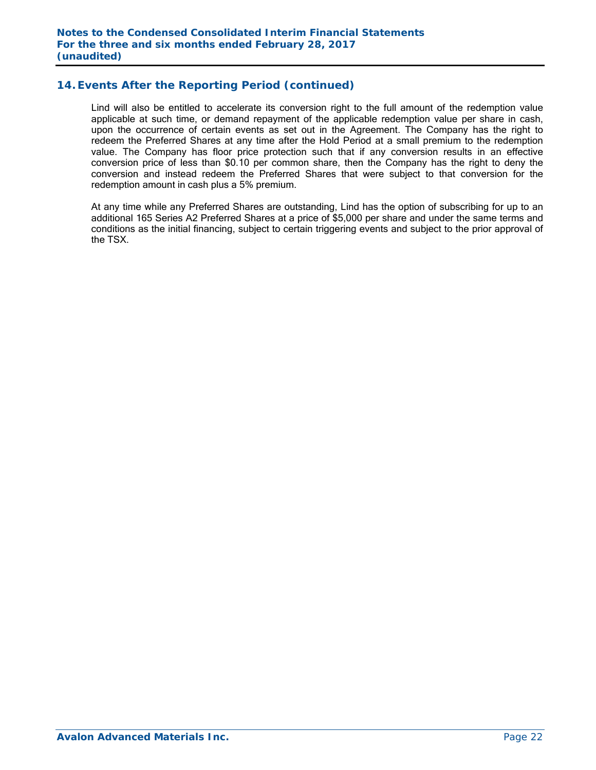## 14. Events After the Reporting Period (continued)

Lind will also be entitled to accelerate its conversion right to the full amount of the redemption value applicable at such time, or demand repayment of the applicable redemption value per share in cash, upon the occurrence of certain events as set out in the Agreement. The Company has the right to redeem the Preferred Shares at any time after the Hold Period at a small premium to the redemption value. The Company has floor price protection such that if any conversion results in an effective conversion price of less than $0.10 per common share, then the Company has the right to deny the conversion and instead redeem the Preferred Shares that were subject to that conversion for the redemption amount in cash plus a 5% premium.

At any time while any Preferred Shares are outstanding, Lind has the option of subscribing for up to an additional 165 Series A2 Preferred Shares at a price of $5,000 per share and under the same terms and conditions as the initial financing, subject to certain triggering events and subject to the prior approval of the TSX.